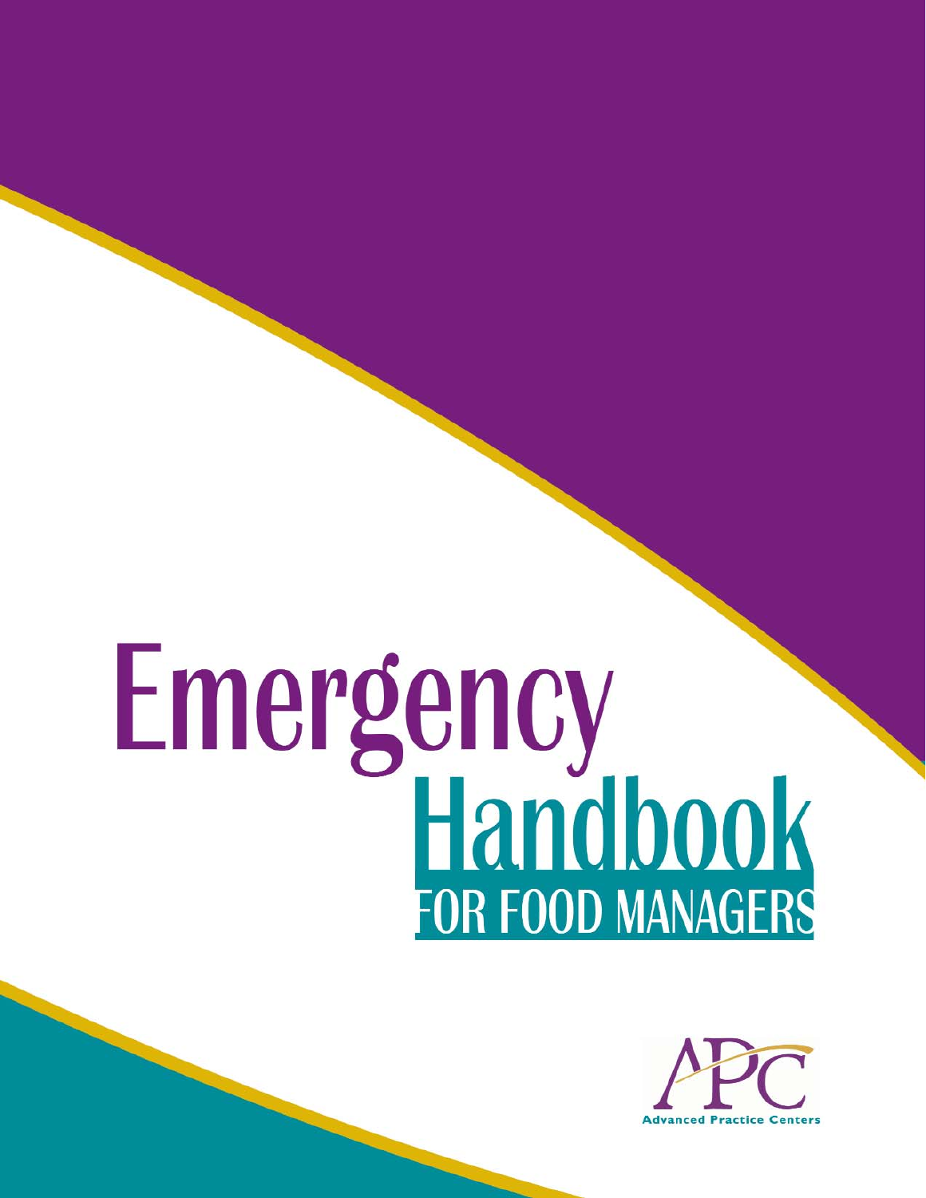# Emergency Handbook

## FOR FOOD MANAGERS

APC

Advanced Practice Centers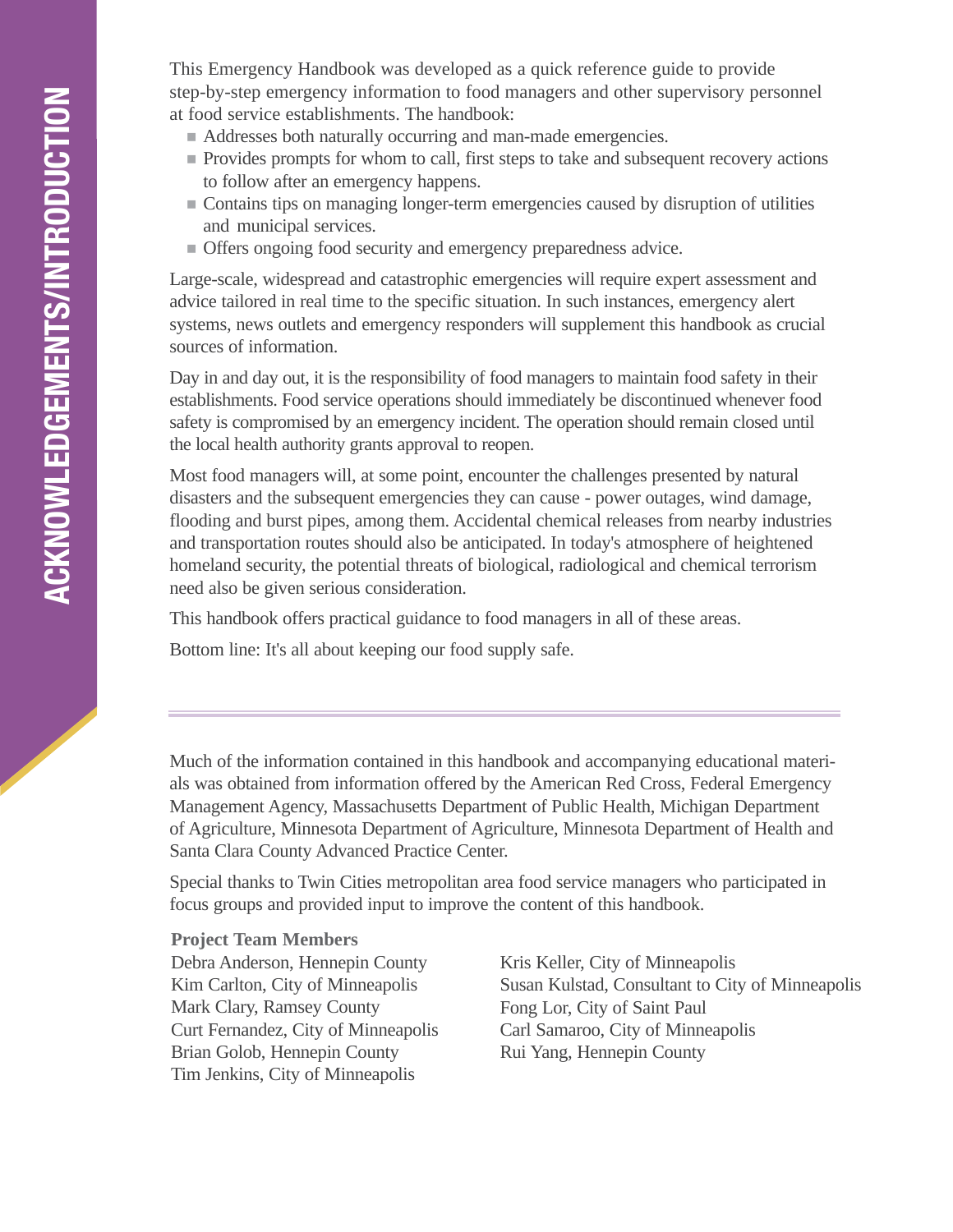# ACKNOWLEDGEMENTS/INTRODUCTION

This Emergency Handbook was developed as a quick reference guide to provide step-by-step emergency information to food managers and other supervisory personnel at food service establishments. The handbook:

- Addresses both naturally occurring and man-made emergencies.
- Provides prompts for whom to call, first steps to take and subsequent recovery actions to follow after an emergency happens.
- Contains tips on managing longer-term emergencies caused by disruption of utilities and municipal services.
- Offers ongoing food security and emergency preparedness advice.

Large-scale, widespread and catastrophic emergencies will require expert assessment and advice tailored in real time to the specific situation. In such instances, emergency alert systems, news outlets and emergency responders will supplement this handbook as crucial sources of information.

Day in and day out, it is the responsibility of food managers to maintain food safety in their establishments. Food service operations should immediately be discontinued whenever food safety is compromised by an emergency incident. The operation should remain closed until the local health authority grants approval to reopen.

Most food managers will, at some point, encounter the challenges presented by natural disasters and the subsequent emergencies they can cause - power outages, wind damage, flooding and burst pipes, among them. Accidental chemical releases from nearby industries and transportation routes should also be anticipated. In today's atmosphere of heightened homeland security, the potential threats of biological, radiological and chemical terrorism need also be given serious consideration.

This handbook offers practical guidance to food managers in all of these areas.

Bottom line: It's all about keeping our food supply safe.

---

Much of the information contained in this handbook and accompanying educational materials was obtained from information offered by the American Red Cross, Federal Emergency Management Agency, Massachusetts Department of Public Health, Michigan Department of Agriculture, Minnesota Department of Agriculture, Minnesota Department of Health and Santa Clara County Advanced Practice Center.

Special thanks to Twin Cities metropolitan area food service managers who participated in focus groups and provided input to improve the content of this handbook.

**Project Team Members**

Debra Anderson, Hennepin County
Kim Carlton, City of Minneapolis
Mark Clary, Ramsey County
Curt Fernandez, City of Minneapolis
Brian Golob, Hennepin County
Tim Jenkins, City of Minneapolis
Kris Keller, City of Minneapolis
Susan Kulstad, Consultant to City of Minneapolis
Fong Lor, City of Saint Paul
Carl Samaroo, City of Minneapolis
Rui Yang, Hennepin County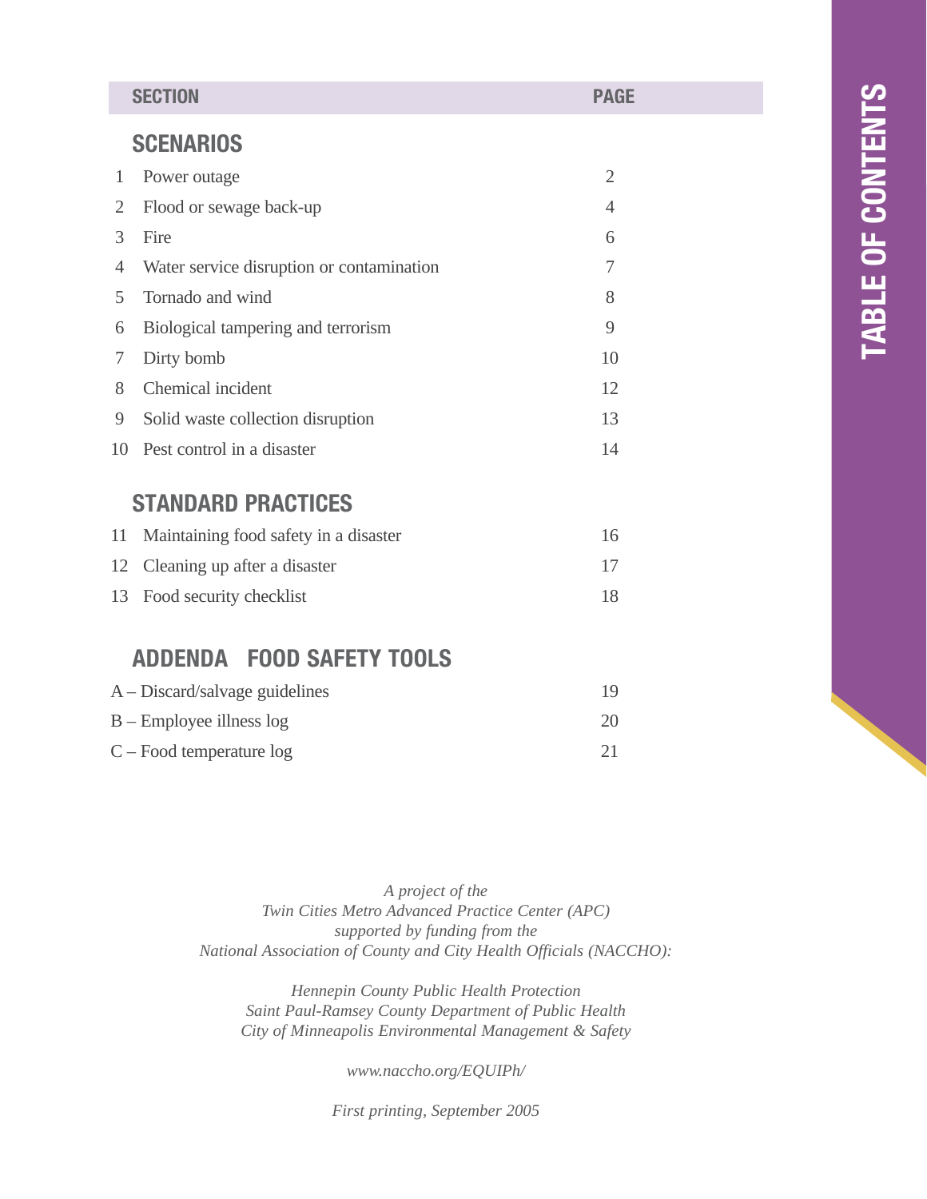# TABLE OF CONTENTS

| SECTION | | PAGE |
|---|---|---|
| **SCENARIOS** | | |
| 1 | Power outage | 2 |
| 2 | Flood or sewage back-up | 4 |
| 3 | Fire | 6 |
| 4 | Water service disruption or contamination | 7 |
| 5 | Tornado and wind | 8 |
| 6 | Biological tampering and terrorism | 9 |
| 7 | Dirty bomb | 10 |
| 8 | Chemical incident | 12 |
| 9 | Solid waste collection disruption | 13 |
| 10 | Pest control in a disaster | 14 |
| **STANDARD PRACTICES** | | |
| 11 | Maintaining food safety in a disaster | 16 |
| 12 | Cleaning up after a disaster | 17 |
| 13 | Food security checklist | 18 |
| **ADDENDA FOOD SAFETY TOOLS** | | |
| A – Discard/salvage guidelines | | 19 |
| B – Employee illness log | | 20 |
| C – Food temperature log | | 21 |

*A project of the*
*Twin Cities Metro Advanced Practice Center (APC)*
*supported by funding from the*
*National Association of County and City Health Officials (NACCHO):*

*Hennepin County Public Health Protection*
*Saint Paul-Ramsey County Department of Public Health*
*City of Minneapolis Environmental Management & Safety*

*www.naccho.org/EQUIPh/*

*First printing, September 2005*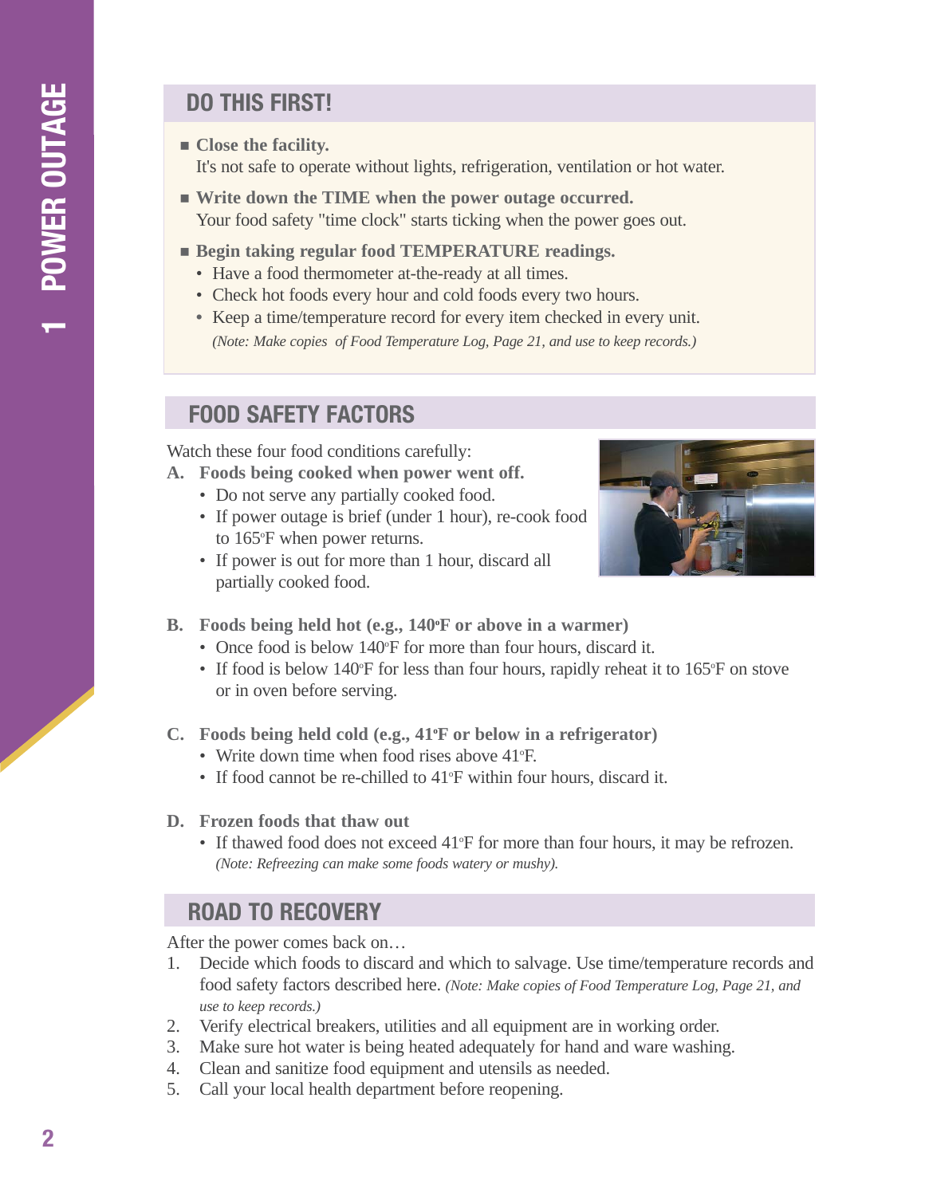# 1 POWER OUTAGE

## DO THIS FIRST!

- **Close the facility.**
  It's not safe to operate without lights, refrigeration, ventilation or hot water.
- **Write down the TIME when the power outage occurred.**
  Your food safety "time clock" starts ticking when the power goes out.
- **Begin taking regular food TEMPERATURE readings.**
  - Have a food thermometer at-the-ready at all times.
  - Check hot foods every hour and cold foods every two hours.
  - Keep a time/temperature record for every item checked in every unit.
    *(Note: Make copies of Food Temperature Log, Page 21, and use to keep records.)*

## FOOD SAFETY FACTORS

Watch these four food conditions carefully:

**A. Foods being cooked when power went off.**
- Do not serve any partially cooked food.
- If power outage is brief (under 1 hour), re-cook food to 165°F when power returns.
- If power is out for more than 1 hour, discard all partially cooked food.

**B. Foods being held hot (e.g., 140°F or above in a warmer)**
- Once food is below 140°F for more than four hours, discard it.
- If food is below 140°F for less than four hours, rapidly reheat it to 165°F on stove or in oven before serving.

**C. Foods being held cold (e.g., 41°F or below in a refrigerator)**
- Write down time when food rises above 41°F.
- If food cannot be re-chilled to 41°F within four hours, discard it.

**D. Frozen foods that thaw out**
- If thawed food does not exceed 41°F for more than four hours, it may be refrozen.
  *(Note: Refreezing can make some foods watery or mushy).*

## ROAD TO RECOVERY

After the power comes back on…

1. Decide which foods to discard and which to salvage. Use time/temperature records and food safety factors described here. *(Note: Make copies of Food Temperature Log, Page 21, and use to keep records.)*
2. Verify electrical breakers, utilities and all equipment are in working order.
3. Make sure hot water is being heated adequately for hand and ware washing.
4. Clean and sanitize food equipment and utensils as needed.
5. Call your local health department before reopening.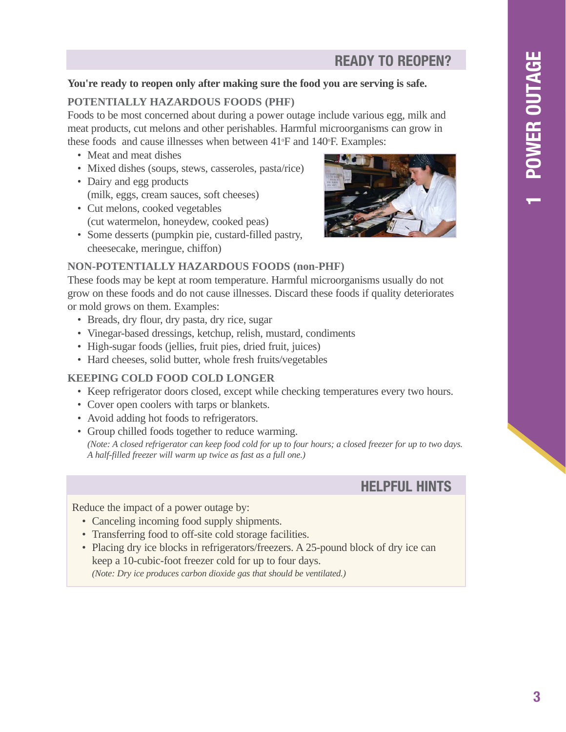## READY TO REOPEN?

**You're ready to reopen only after making sure the food you are serving is safe.**

### POTENTIALLY HAZARDOUS FOODS (PHF)

Foods to be most concerned about during a power outage include various egg, milk and meat products, cut melons and other perishables. Harmful microorganisms can grow in these foods and cause illnesses when between 41°F and 140°F. Examples:

- Meat and meat dishes
- Mixed dishes (soups, stews, casseroles, pasta/rice)
- Dairy and egg products (milk, eggs, cream sauces, soft cheeses)
- Cut melons, cooked vegetables (cut watermelon, honeydew, cooked peas)
- Some desserts (pumpkin pie, custard-filled pastry, cheesecake, meringue, chiffon)

### NON-POTENTIALLY HAZARDOUS FOODS (non-PHF)

These foods may be kept at room temperature. Harmful microorganisms usually do not grow on these foods and do not cause illnesses. Discard these foods if quality deteriorates or mold grows on them. Examples:

- Breads, dry flour, dry pasta, dry rice, sugar
- Vinegar-based dressings, ketchup, relish, mustard, condiments
- High-sugar foods (jellies, fruit pies, dried fruit, juices)
- Hard cheeses, solid butter, whole fresh fruits/vegetables

### KEEPING COLD FOOD COLD LONGER

- Keep refrigerator doors closed, except while checking temperatures every two hours.
- Cover open coolers with tarps or blankets.
- Avoid adding hot foods to refrigerators.
- Group chilled foods together to reduce warming.
  *(Note: A closed refrigerator can keep food cold for up to four hours; a closed freezer for up to two days. A half-filled freezer will warm up twice as fast as a full one.)*

## HELPFUL HINTS

Reduce the impact of a power outage by:

- Canceling incoming food supply shipments.
- Transferring food to off-site cold storage facilities.
- Placing dry ice blocks in refrigerators/freezers. A 25-pound block of dry ice can keep a 10-cubic-foot freezer cold for up to four days.
  *(Note: Dry ice produces carbon dioxide gas that should be ventilated.)*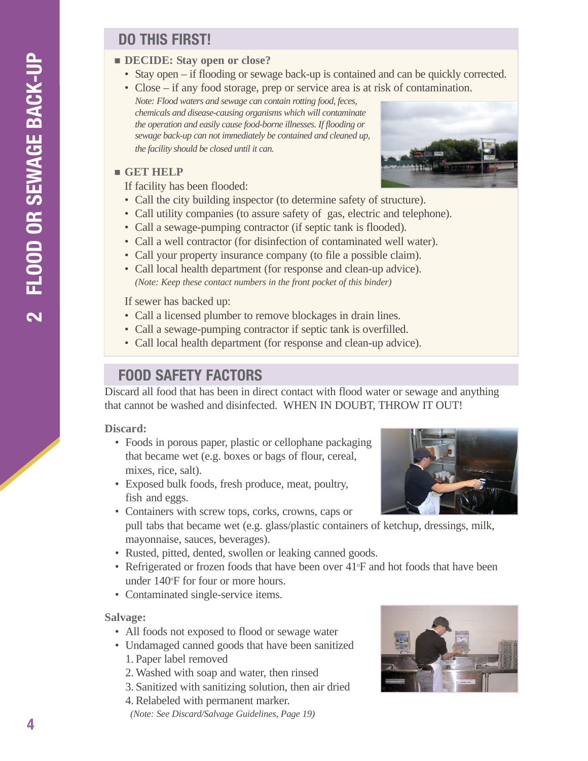## DO THIS FIRST!

- **DECIDE: Stay open or close?**
  - Stay open – if flooding or sewage back-up is contained and can be quickly corrected.
  - Close – if any food storage, prep or service area is at risk of contamination.

    *Note: Flood waters and sewage can contain rotting food, feces, chemicals and disease-causing organisms which will contaminate the operation and easily cause food-borne illnesses. If flooding or sewage back-up can not immediately be contained and cleaned up, the facility should be closed until it can.*

- **GET HELP**

  If facility has been flooded:
  - Call the city building inspector (to determine safety of structure).
  - Call utility companies (to assure safety of gas, electric and telephone).
  - Call a sewage-pumping contractor (if septic tank is flooded).
  - Call a well contractor (for disinfection of contaminated well water).
  - Call your property insurance company (to file a possible claim).
  - Call local health department (for response and clean-up advice).

    *(Note: Keep these contact numbers in the front pocket of this binder)*

  If sewer has backed up:
  - Call a licensed plumber to remove blockages in drain lines.
  - Call a sewage-pumping contractor if septic tank is overfilled.
  - Call local health department (for response and clean-up advice).

## FOOD SAFETY FACTORS

Discard all food that has been in direct contact with flood water or sewage and anything that cannot be washed and disinfected. WHEN IN DOUBT, THROW IT OUT!

**Discard:**

- Foods in porous paper, plastic or cellophane packaging that became wet (e.g. boxes or bags of flour, cereal, mixes, rice, salt).
- Exposed bulk foods, fresh produce, meat, poultry, fish and eggs.
- Containers with screw tops, corks, crowns, caps or pull tabs that became wet (e.g. glass/plastic containers of ketchup, dressings, milk, mayonnaise, sauces, beverages).
- Rusted, pitted, dented, swollen or leaking canned goods.
- Refrigerated or frozen foods that have been over 41°F and hot foods that have been under 140°F for four or more hours.
- Contaminated single-service items.

**Salvage:**

- All foods not exposed to flood or sewage water
- Undamaged canned goods that have been sanitized
  1. Paper label removed
  2. Washed with soap and water, then rinsed
  3. Sanitized with sanitizing solution, then air dried
  4. Relabeled with permanent marker.

  *(Note: See Discard/Salvage Guidelines, Page 19)*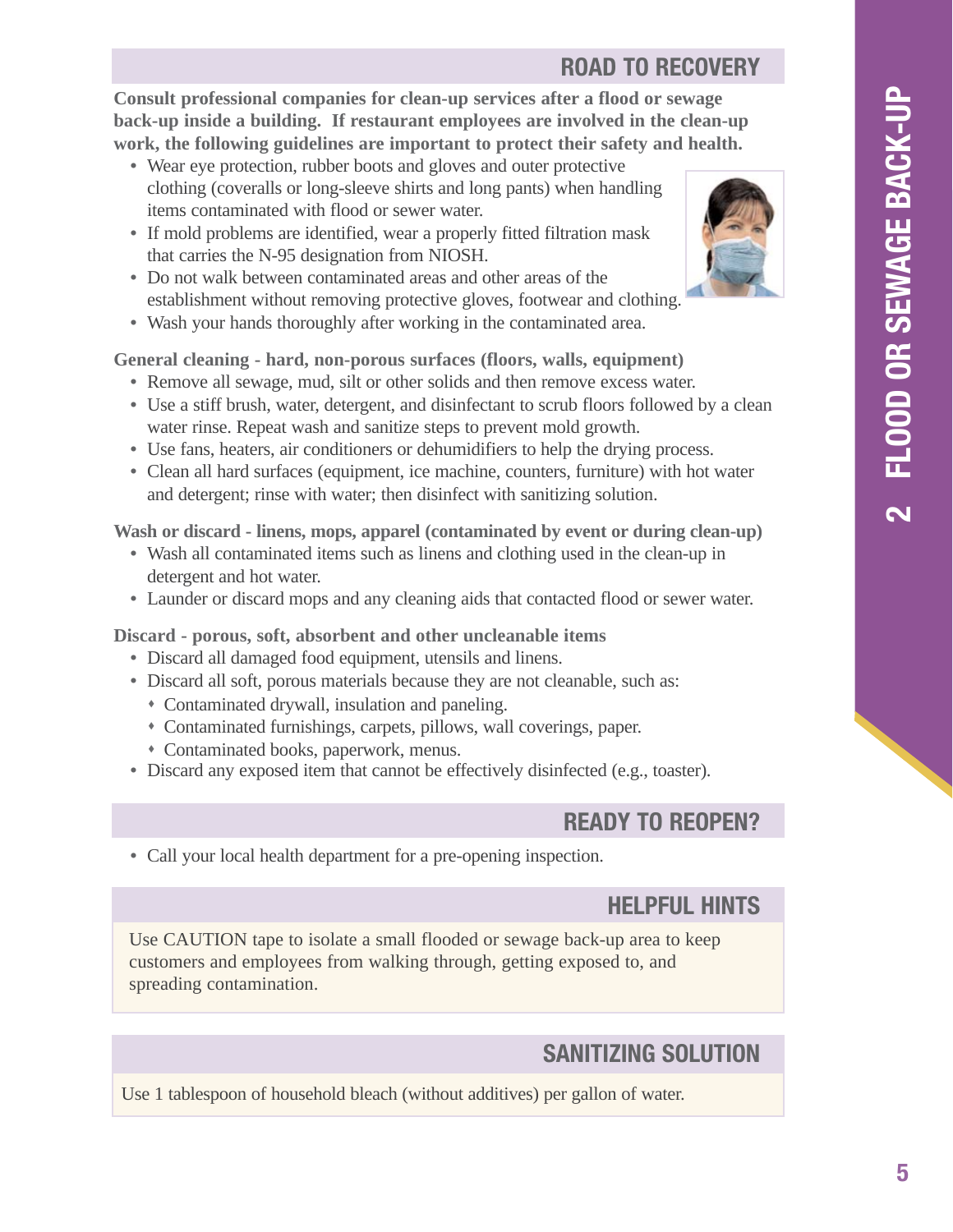## ROAD TO RECOVERY

**Consult professional companies for clean-up services after a flood or sewage back-up inside a building. If restaurant employees are involved in the clean-up work, the following guidelines are important to protect their safety and health.**

- Wear eye protection, rubber boots and gloves and outer protective clothing (coveralls or long-sleeve shirts and long pants) when handling items contaminated with flood or sewer water.
- If mold problems are identified, wear a properly fitted filtration mask that carries the N-95 designation from NIOSH.
- Do not walk between contaminated areas and other areas of the establishment without removing protective gloves, footwear and clothing.
- Wash your hands thoroughly after working in the contaminated area.

**General cleaning - hard, non-porous surfaces (floors, walls, equipment)**

- Remove all sewage, mud, silt or other solids and then remove excess water.
- Use a stiff brush, water, detergent, and disinfectant to scrub floors followed by a clean water rinse. Repeat wash and sanitize steps to prevent mold growth.
- Use fans, heaters, air conditioners or dehumidifiers to help the drying process.
- Clean all hard surfaces (equipment, ice machine, counters, furniture) with hot water and detergent; rinse with water; then disinfect with sanitizing solution.

**Wash or discard - linens, mops, apparel (contaminated by event or during clean-up)**

- Wash all contaminated items such as linens and clothing used in the clean-up in detergent and hot water.
- Launder or discard mops and any cleaning aids that contacted flood or sewer water.

**Discard - porous, soft, absorbent and other uncleanable items**

- Discard all damaged food equipment, utensils and linens.
- Discard all soft, porous materials because they are not cleanable, such as:
  - Contaminated drywall, insulation and paneling.
  - Contaminated furnishings, carpets, pillows, wall coverings, paper.
  - Contaminated books, paperwork, menus.
- Discard any exposed item that cannot be effectively disinfected (e.g., toaster).

## READY TO REOPEN?

- Call your local health department for a pre-opening inspection.

## HELPFUL HINTS

Use CAUTION tape to isolate a small flooded or sewage back-up area to keep customers and employees from walking through, getting exposed to, and spreading contamination.

## SANITIZING SOLUTION

Use 1 tablespoon of household bleach (without additives) per gallon of water.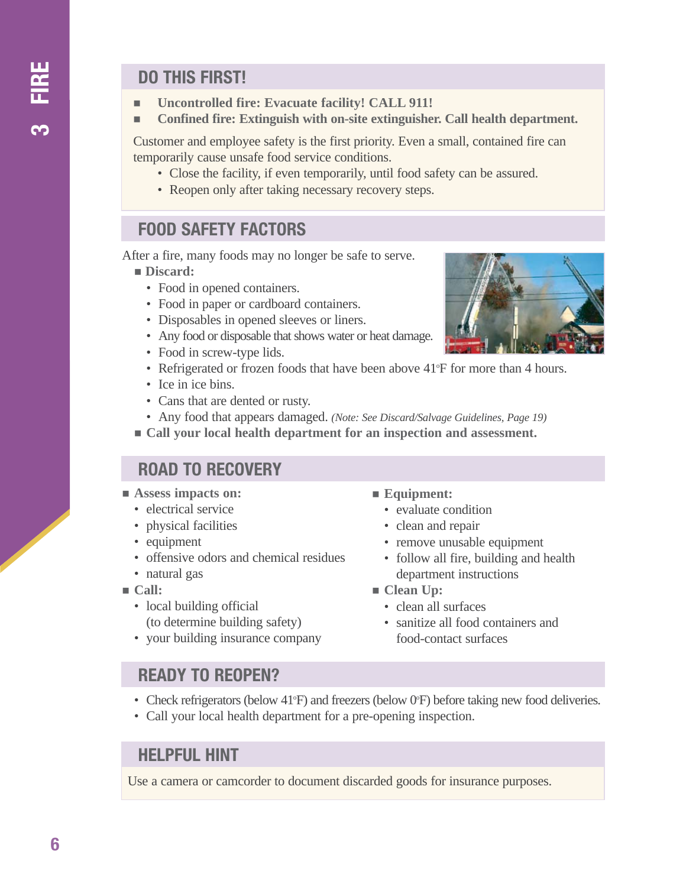# 3 FIRE

## DO THIS FIRST!

- **Uncontrolled fire: Evacuate facility! CALL 911!**
- **Confined fire: Extinguish with on-site extinguisher. Call health department.**

Customer and employee safety is the first priority. Even a small, contained fire can temporarily cause unsafe food service conditions.

- Close the facility, if even temporarily, until food safety can be assured.
- Reopen only after taking necessary recovery steps.

## FOOD SAFETY FACTORS

After a fire, many foods may no longer be safe to serve.

- **Discard:**
  - Food in opened containers.
  - Food in paper or cardboard containers.
  - Disposables in opened sleeves or liners.
  - Any food or disposable that shows water or heat damage.
  - Food in screw-type lids.
  - Refrigerated or frozen foods that have been above 41°F for more than 4 hours.
  - Ice in ice bins.
  - Cans that are dented or rusty.
  - Any food that appears damaged. *(Note: See Discard/Salvage Guidelines, Page 19)*
- **Call your local health department for an inspection and assessment.**

## ROAD TO RECOVERY

- **Assess impacts on:**
  - electrical service
  - physical facilities
  - equipment
  - offensive odors and chemical residues
  - natural gas
- **Call:**
  - local building official (to determine building safety)
  - your building insurance company
- **Equipment:**
  - evaluate condition
  - clean and repair
  - remove unusable equipment
  - follow all fire, building and health department instructions
- **Clean Up:**
  - clean all surfaces
  - sanitize all food containers and food-contact surfaces

## READY TO REOPEN?

- Check refrigerators (below 41°F) and freezers (below 0°F) before taking new food deliveries.
- Call your local health department for a pre-opening inspection.

## HELPFUL HINT

Use a camera or camcorder to document discarded goods for insurance purposes.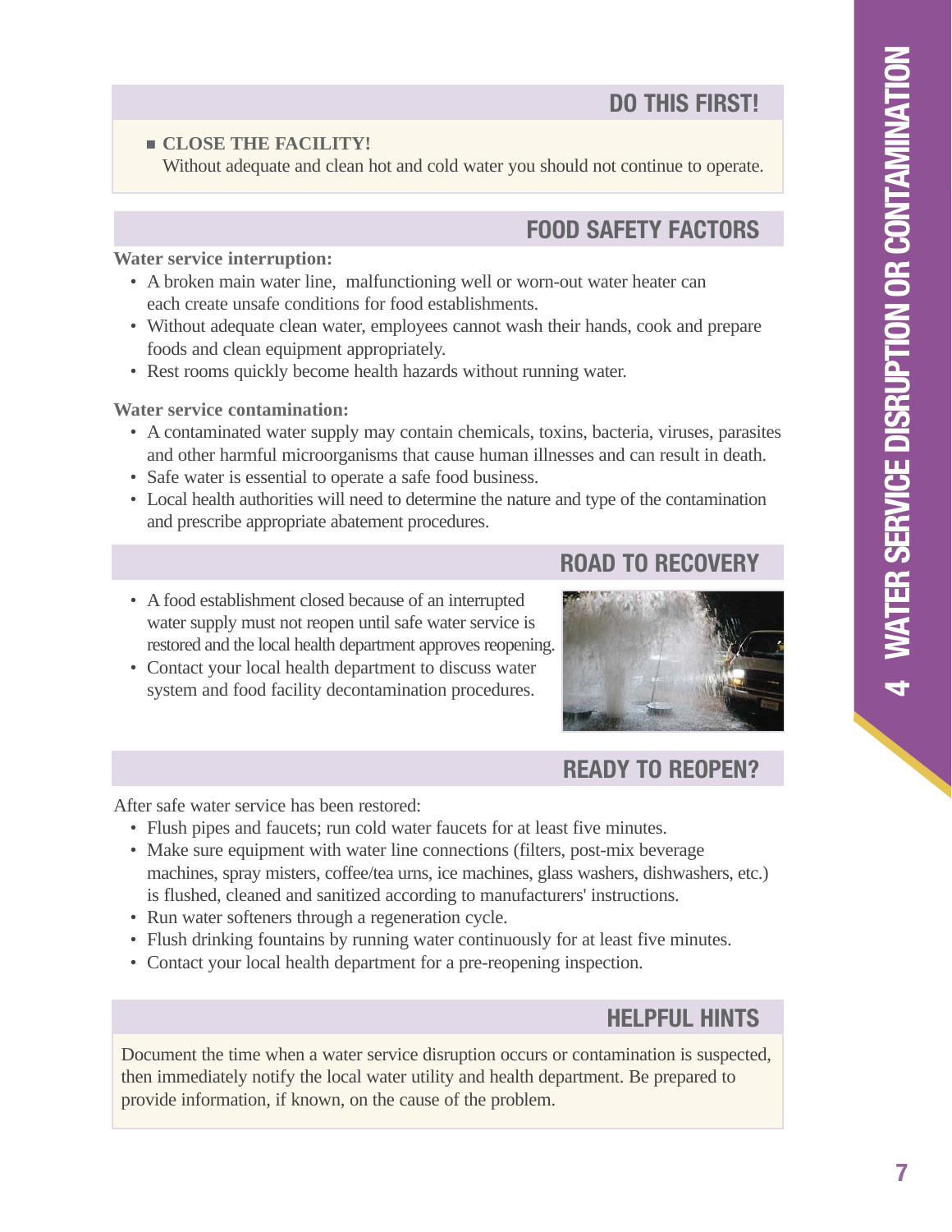# 4 WATER SERVICE DISRUPTION OR CONTAMINATION

## DO THIS FIRST!

- **CLOSE THE FACILITY!**
  Without adequate and clean hot and cold water you should not continue to operate.

## FOOD SAFETY FACTORS

**Water service interruption:**

- A broken main water line, malfunctioning well or worn-out water heater can each create unsafe conditions for food establishments.
- Without adequate clean water, employees cannot wash their hands, cook and prepare foods and clean equipment appropriately.
- Rest rooms quickly become health hazards without running water.

**Water service contamination:**

- A contaminated water supply may contain chemicals, toxins, bacteria, viruses, parasites and other harmful microorganisms that cause human illnesses and can result in death.
- Safe water is essential to operate a safe food business.
- Local health authorities will need to determine the nature and type of the contamination and prescribe appropriate abatement procedures.

## ROAD TO RECOVERY

- A food establishment closed because of an interrupted water supply must not reopen until safe water service is restored and the local health department approves reopening.
- Contact your local health department to discuss water system and food facility decontamination procedures.

## READY TO REOPEN?

After safe water service has been restored:

- Flush pipes and faucets; run cold water faucets for at least five minutes.
- Make sure equipment with water line connections (filters, post-mix beverage machines, spray misters, coffee/tea urns, ice machines, glass washers, dishwashers, etc.) is flushed, cleaned and sanitized according to manufacturers' instructions.
- Run water softeners through a regeneration cycle.
- Flush drinking fountains by running water continuously for at least five minutes.
- Contact your local health department for a pre-reopening inspection.

## HELPFUL HINTS

Document the time when a water service disruption occurs or contamination is suspected, then immediately notify the local water utility and health department. Be prepared to provide information, if known, on the cause of the problem.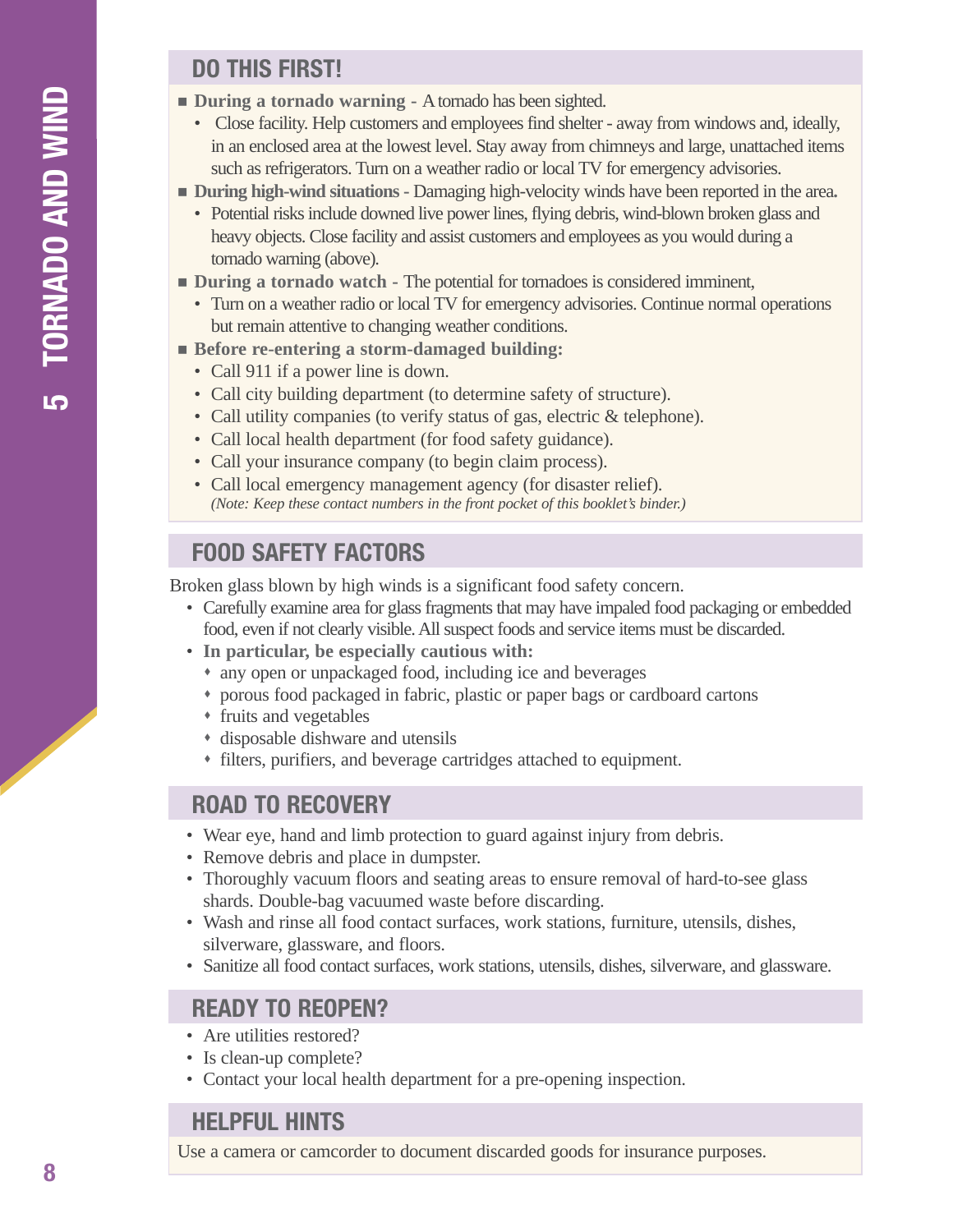# 5 TORNADO AND WIND

## DO THIS FIRST!

- **During a tornado warning** - A tornado has been sighted.
  - Close facility. Help customers and employees find shelter - away from windows and, ideally, in an enclosed area at the lowest level. Stay away from chimneys and large, unattached items such as refrigerators. Turn on a weather radio or local TV for emergency advisories.
- **During high-wind situations** - Damaging high-velocity winds have been reported in the area.
  - Potential risks include downed live power lines, flying debris, wind-blown broken glass and heavy objects. Close facility and assist customers and employees as you would during a tornado warning (above).
- **During a tornado watch** - The potential for tornadoes is considered imminent,
  - Turn on a weather radio or local TV for emergency advisories. Continue normal operations but remain attentive to changing weather conditions.
- **Before re-entering a storm-damaged building:**
  - Call 911 if a power line is down.
  - Call city building department (to determine safety of structure).
  - Call utility companies (to verify status of gas, electric & telephone).
  - Call local health department (for food safety guidance).
  - Call your insurance company (to begin claim process).
  - Call local emergency management agency (for disaster relief).
    *(Note: Keep these contact numbers in the front pocket of this booklet's binder.)*

## FOOD SAFETY FACTORS

Broken glass blown by high winds is a significant food safety concern.

- Carefully examine area for glass fragments that may have impaled food packaging or embedded food, even if not clearly visible. All suspect foods and service items must be discarded.
- **In particular, be especially cautious with:**
  - any open or unpackaged food, including ice and beverages
  - porous food packaged in fabric, plastic or paper bags or cardboard cartons
  - fruits and vegetables
  - disposable dishware and utensils
  - filters, purifiers, and beverage cartridges attached to equipment.

## ROAD TO RECOVERY

- Wear eye, hand and limb protection to guard against injury from debris.
- Remove debris and place in dumpster.
- Thoroughly vacuum floors and seating areas to ensure removal of hard-to-see glass shards. Double-bag vacuumed waste before discarding.
- Wash and rinse all food contact surfaces, work stations, furniture, utensils, dishes, silverware, glassware, and floors.
- Sanitize all food contact surfaces, work stations, utensils, dishes, silverware, and glassware.

## READY TO REOPEN?

- Are utilities restored?
- Is clean-up complete?
- Contact your local health department for a pre-opening inspection.

## HELPFUL HINTS

Use a camera or camcorder to document discarded goods for insurance purposes.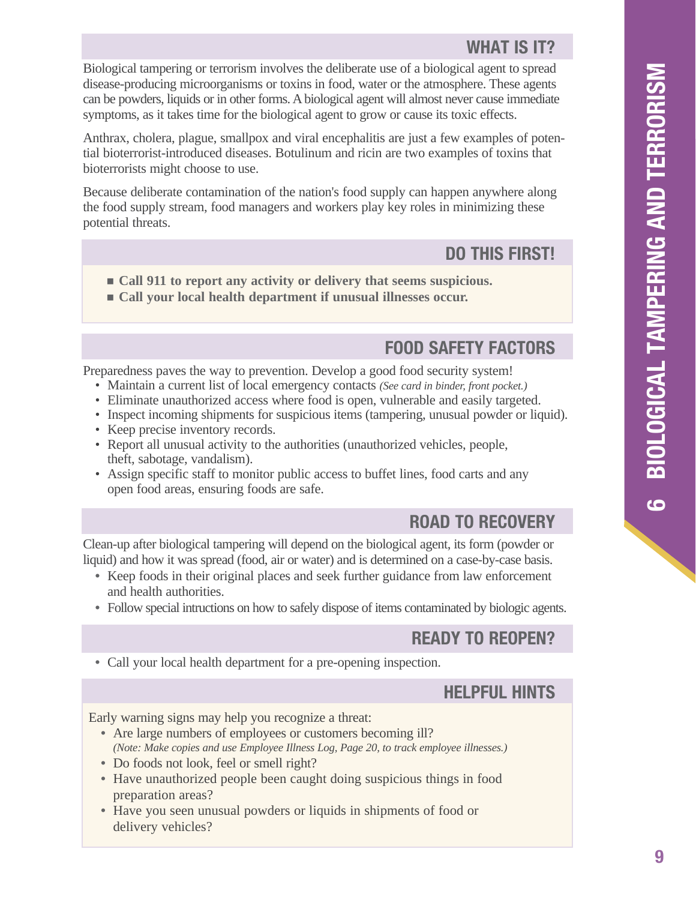# 6 BIOLOGICAL TAMPERING AND TERRORISM

## WHAT IS IT?

Biological tampering or terrorism involves the deliberate use of a biological agent to spread disease-producing microorganisms or toxins in food, water or the atmosphere. These agents can be powders, liquids or in other forms. A biological agent will almost never cause immediate symptoms, as it takes time for the biological agent to grow or cause its toxic effects.

Anthrax, cholera, plague, smallpox and viral encephalitis are just a few examples of potential bioterrorist-introduced diseases. Botulinum and ricin are two examples of toxins that bioterrorists might choose to use.

Because deliberate contamination of the nation's food supply can happen anywhere along the food supply stream, food managers and workers play key roles in minimizing these potential threats.

## DO THIS FIRST!

- **Call 911 to report any activity or delivery that seems suspicious.**
- **Call your local health department if unusual illnesses occur.**

## FOOD SAFETY FACTORS

Preparedness paves the way to prevention. Develop a good food security system!

- Maintain a current list of local emergency contacts *(See card in binder, front pocket.)*
- Eliminate unauthorized access where food is open, vulnerable and easily targeted.
- Inspect incoming shipments for suspicious items (tampering, unusual powder or liquid).
- Keep precise inventory records.
- Report all unusual activity to the authorities (unauthorized vehicles, people, theft, sabotage, vandalism).
- Assign specific staff to monitor public access to buffet lines, food carts and any open food areas, ensuring foods are safe.

## ROAD TO RECOVERY

Clean-up after biological tampering will depend on the biological agent, its form (powder or liquid) and how it was spread (food, air or water) and is determined on a case-by-case basis.

- Keep foods in their original places and seek further guidance from law enforcement and health authorities.
- Follow special intructions on how to safely dispose of items contaminated by biologic agents.

## READY TO REOPEN?

- Call your local health department for a pre-opening inspection.

## HELPFUL HINTS

Early warning signs may help you recognize a threat:

- Are large numbers of employees or customers becoming ill?
  *(Note: Make copies and use Employee Illness Log, Page 20, to track employee illnesses.)*
- Do foods not look, feel or smell right?
- Have unauthorized people been caught doing suspicious things in food preparation areas?
- Have you seen unusual powders or liquids in shipments of food or delivery vehicles?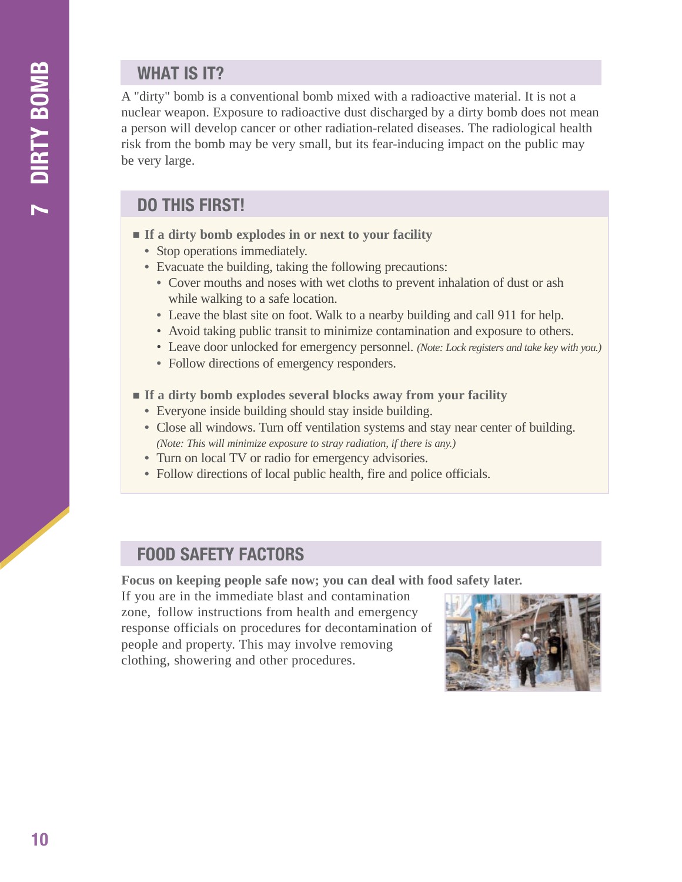# 7 DIRTY BOMB

## WHAT IS IT?

A "dirty" bomb is a conventional bomb mixed with a radioactive material. It is not a nuclear weapon. Exposure to radioactive dust discharged by a dirty bomb does not mean a person will develop cancer or other radiation-related diseases. The radiological health risk from the bomb may be very small, but its fear-inducing impact on the public may be very large.

## DO THIS FIRST!

- **If a dirty bomb explodes in or next to your facility**
  - Stop operations immediately.
  - Evacuate the building, taking the following precautions:
    - Cover mouths and noses with wet cloths to prevent inhalation of dust or ash while walking to a safe location.
    - Leave the blast site on foot. Walk to a nearby building and call 911 for help.
    - Avoid taking public transit to minimize contamination and exposure to others.
    - Leave door unlocked for emergency personnel. *(Note: Lock registers and take key with you.)*
    - Follow directions of emergency responders.

- **If a dirty bomb explodes several blocks away from your facility**
  - Everyone inside building should stay inside building.
  - Close all windows. Turn off ventilation systems and stay near center of building. *(Note: This will minimize exposure to stray radiation, if there is any.)*
  - Turn on local TV or radio for emergency advisories.
  - Follow directions of local public health, fire and police officials.

## FOOD SAFETY FACTORS

**Focus on keeping people safe now; you can deal with food safety later.**

If you are in the immediate blast and contamination zone, follow instructions from health and emergency response officials on procedures for decontamination of people and property. This may involve removing clothing, showering and other procedures.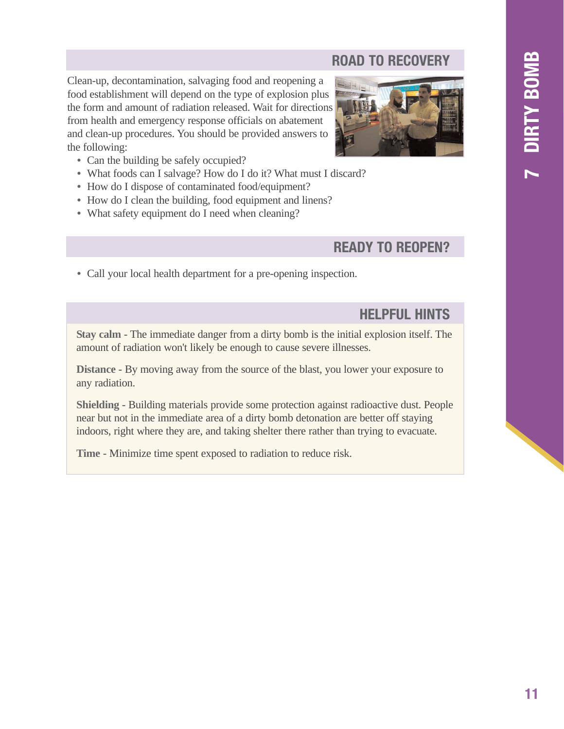## ROAD TO RECOVERY

Clean-up, decontamination, salvaging food and reopening a food establishment will depend on the type of explosion plus the form and amount of radiation released. Wait for directions from health and emergency response officials on abatement and clean-up procedures. You should be provided answers to the following:

- Can the building be safely occupied?
- What foods can I salvage? How do I do it? What must I discard?
- How do I dispose of contaminated food/equipment?
- How do I clean the building, food equipment and linens?
- What safety equipment do I need when cleaning?

## READY TO REOPEN?

- Call your local health department for a pre-opening inspection.

## HELPFUL HINTS

**Stay calm** - The immediate danger from a dirty bomb is the initial explosion itself. The amount of radiation won't likely be enough to cause severe illnesses.

**Distance** - By moving away from the source of the blast, you lower your exposure to any radiation.

**Shielding** - Building materials provide some protection against radioactive dust. People near but not in the immediate area of a dirty bomb detonation are better off staying indoors, right where they are, and taking shelter there rather than trying to evacuate.

**Time** - Minimize time spent exposed to radiation to reduce risk.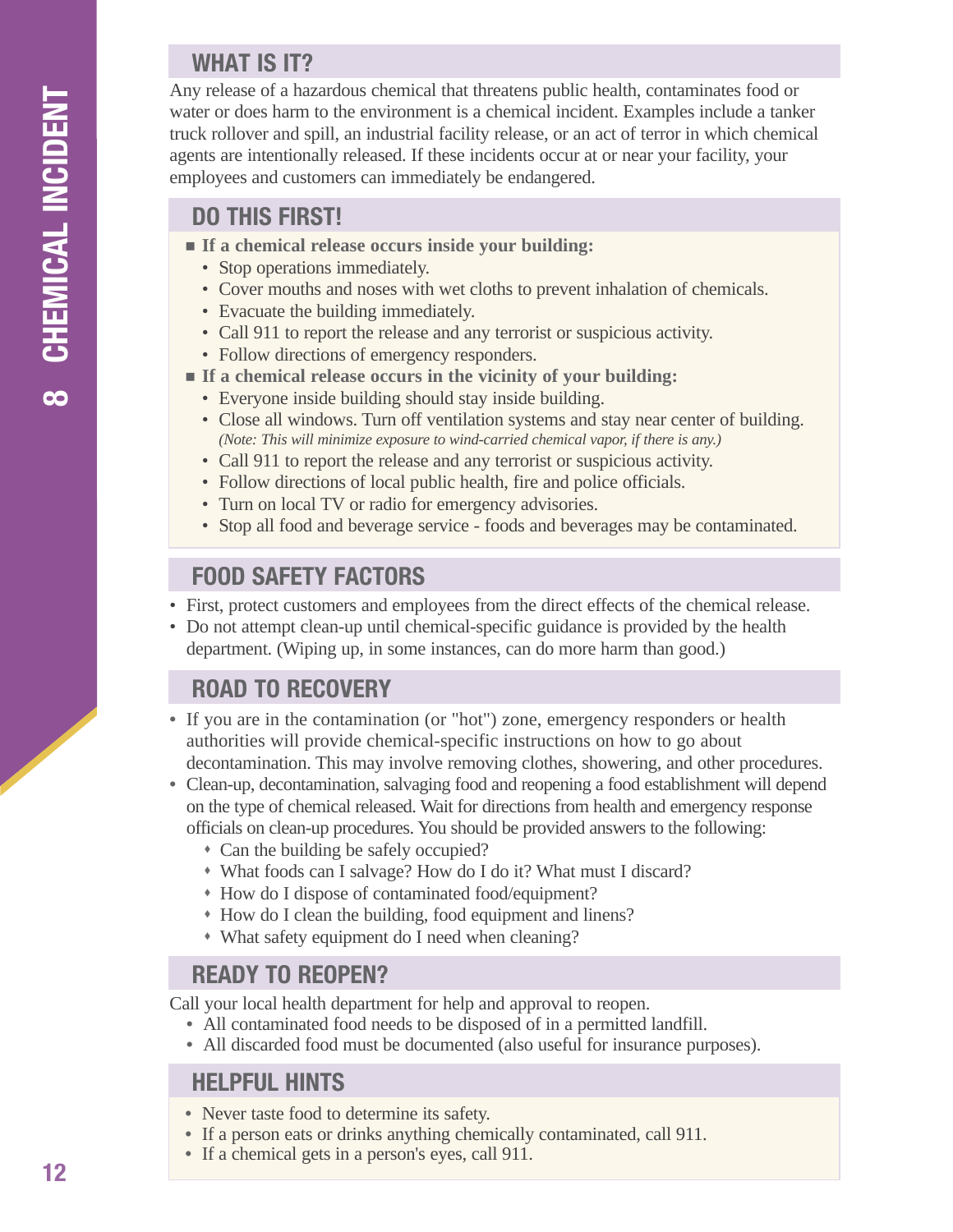# 8 CHEMICAL INCIDENT

## WHAT IS IT?

Any release of a hazardous chemical that threatens public health, contaminates food or water or does harm to the environment is a chemical incident. Examples include a tanker truck rollover and spill, an industrial facility release, or an act of terror in which chemical agents are intentionally released. If these incidents occur at or near your facility, your employees and customers can immediately be endangered.

## DO THIS FIRST!

- **If a chemical release occurs inside your building:**
  - Stop operations immediately.
  - Cover mouths and noses with wet cloths to prevent inhalation of chemicals.
  - Evacuate the building immediately.
  - Call 911 to report the release and any terrorist or suspicious activity.
  - Follow directions of emergency responders.
- **If a chemical release occurs in the vicinity of your building:**
  - Everyone inside building should stay inside building.
  - Close all windows. Turn off ventilation systems and stay near center of building. *(Note: This will minimize exposure to wind-carried chemical vapor, if there is any.)*
  - Call 911 to report the release and any terrorist or suspicious activity.
  - Follow directions of local public health, fire and police officials.
  - Turn on local TV or radio for emergency advisories.
  - Stop all food and beverage service - foods and beverages may be contaminated.

## FOOD SAFETY FACTORS

- First, protect customers and employees from the direct effects of the chemical release.
- Do not attempt clean-up until chemical-specific guidance is provided by the health department. (Wiping up, in some instances, can do more harm than good.)

## ROAD TO RECOVERY

- If you are in the contamination (or "hot") zone, emergency responders or health authorities will provide chemical-specific instructions on how to go about decontamination. This may involve removing clothes, showering, and other procedures.
- Clean-up, decontamination, salvaging food and reopening a food establishment will depend on the type of chemical released. Wait for directions from health and emergency response officials on clean-up procedures. You should be provided answers to the following:
  - Can the building be safely occupied?
  - What foods can I salvage? How do I do it? What must I discard?
  - How do I dispose of contaminated food/equipment?
  - How do I clean the building, food equipment and linens?
  - What safety equipment do I need when cleaning?

## READY TO REOPEN?

Call your local health department for help and approval to reopen.

- All contaminated food needs to be disposed of in a permitted landfill.
- All discarded food must be documented (also useful for insurance purposes).

## HELPFUL HINTS

- Never taste food to determine its safety.
- If a person eats or drinks anything chemically contaminated, call 911.
- If a chemical gets in a person's eyes, call 911.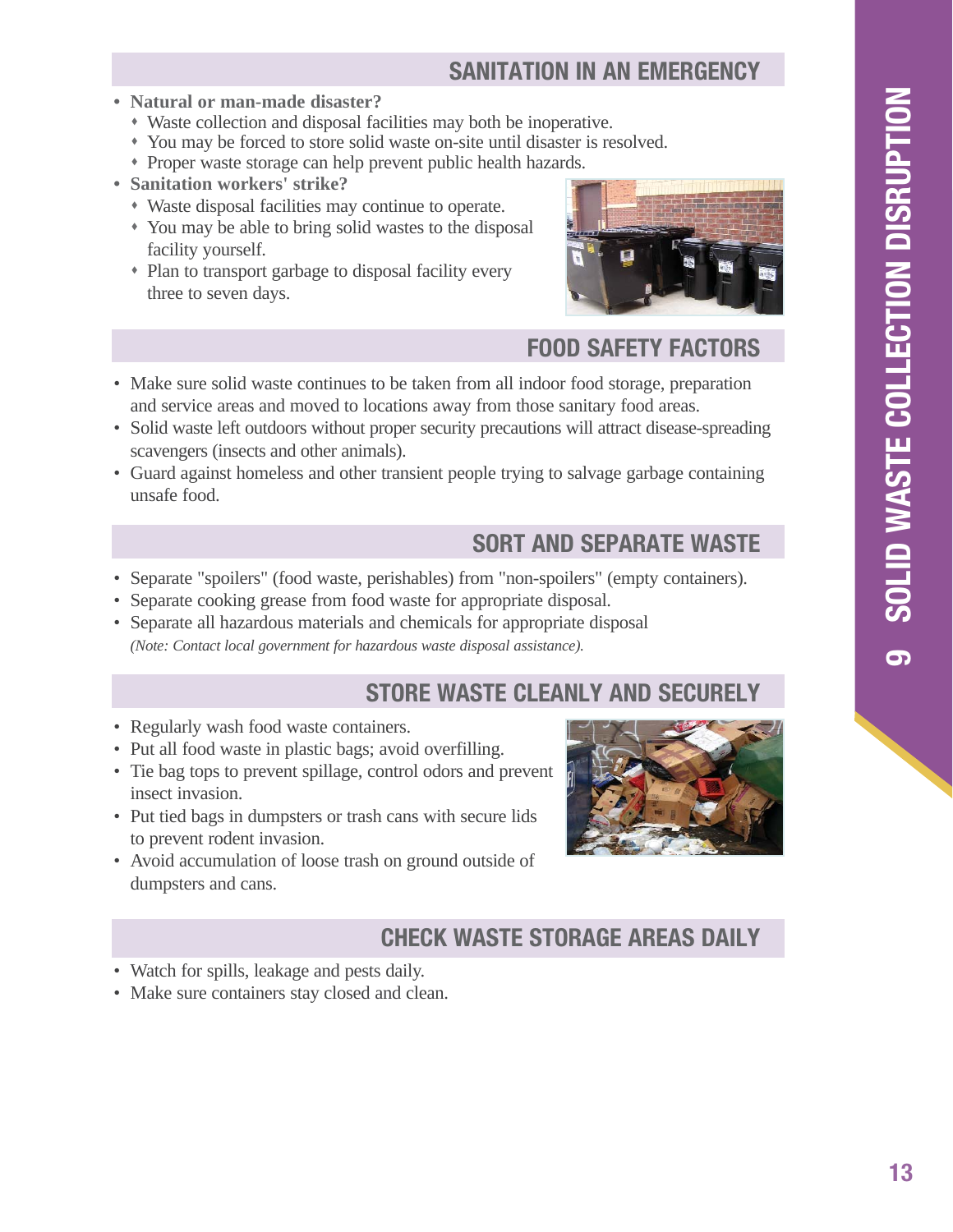## SANITATION IN AN EMERGENCY

- **Natural or man-made disaster?**
  - Waste collection and disposal facilities may both be inoperative.
  - You may be forced to store solid waste on-site until disaster is resolved.
  - Proper waste storage can help prevent public health hazards.
- **Sanitation workers' strike?**
  - Waste disposal facilities may continue to operate.
  - You may be able to bring solid wastes to the disposal facility yourself.
  - Plan to transport garbage to disposal facility every three to seven days.

## FOOD SAFETY FACTORS

- Make sure solid waste continues to be taken from all indoor food storage, preparation and service areas and moved to locations away from those sanitary food areas.
- Solid waste left outdoors without proper security precautions will attract disease-spreading scavengers (insects and other animals).
- Guard against homeless and other transient people trying to salvage garbage containing unsafe food.

## SORT AND SEPARATE WASTE

- Separate "spoilers" (food waste, perishables) from "non-spoilers" (empty containers).
- Separate cooking grease from food waste for appropriate disposal.
- Separate all hazardous materials and chemicals for appropriate disposal
  *(Note: Contact local government for hazardous waste disposal assistance).*

## STORE WASTE CLEANLY AND SECURELY

- Regularly wash food waste containers.
- Put all food waste in plastic bags; avoid overfilling.
- Tie bag tops to prevent spillage, control odors and prevent insect invasion.
- Put tied bags in dumpsters or trash cans with secure lids to prevent rodent invasion.
- Avoid accumulation of loose trash on ground outside of dumpsters and cans.

## CHECK WASTE STORAGE AREAS DAILY

- Watch for spills, leakage and pests daily.
- Make sure containers stay closed and clean.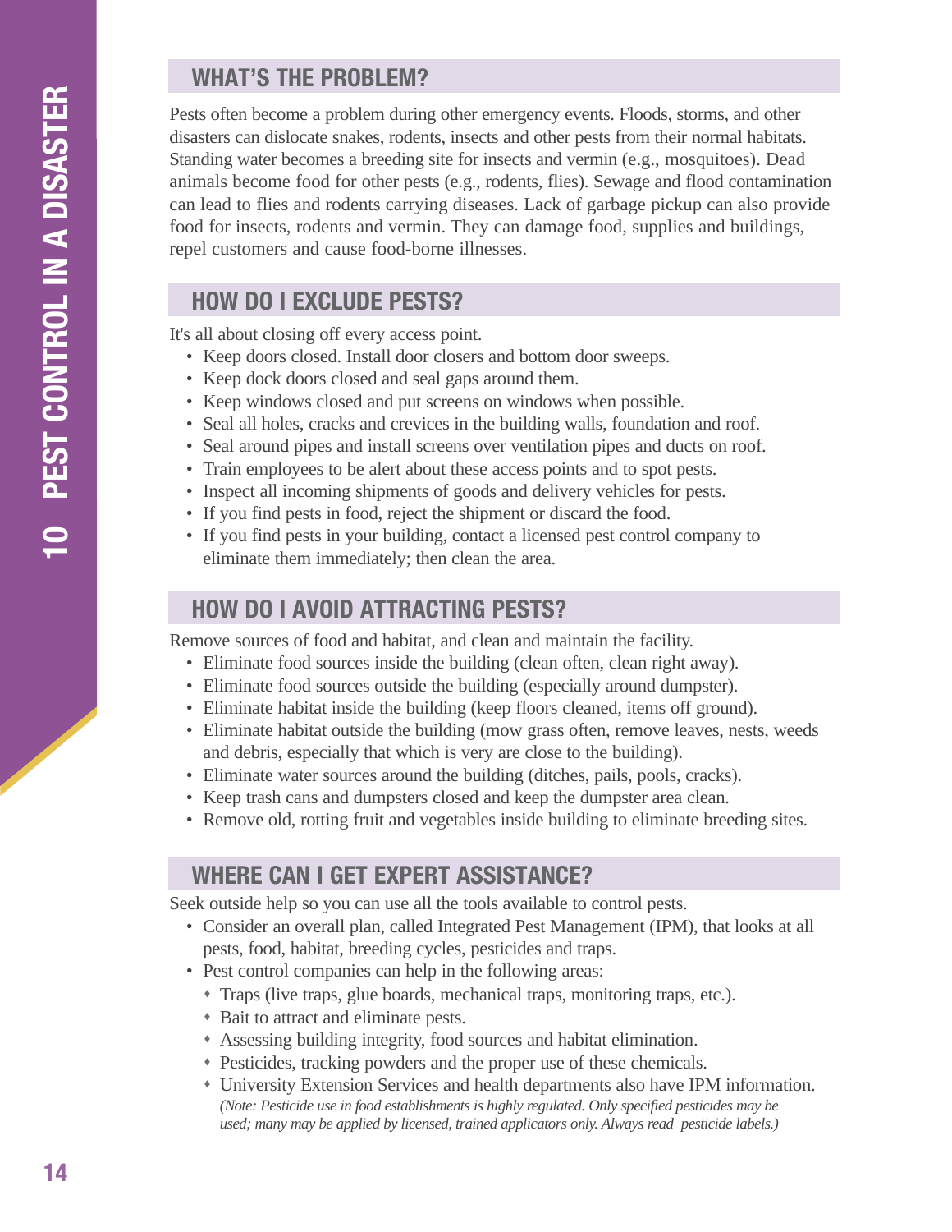## WHAT'S THE PROBLEM?

Pests often become a problem during other emergency events. Floods, storms, and other disasters can dislocate snakes, rodents, insects and other pests from their normal habitats. Standing water becomes a breeding site for insects and vermin (e.g., mosquitoes). Dead animals become food for other pests (e.g., rodents, flies). Sewage and flood contamination can lead to flies and rodents carrying diseases. Lack of garbage pickup can also provide food for insects, rodents and vermin. They can damage food, supplies and buildings, repel customers and cause food-borne illnesses.

## HOW DO I EXCLUDE PESTS?

It's all about closing off every access point.

- Keep doors closed. Install door closers and bottom door sweeps.
- Keep dock doors closed and seal gaps around them.
- Keep windows closed and put screens on windows when possible.
- Seal all holes, cracks and crevices in the building walls, foundation and roof.
- Seal around pipes and install screens over ventilation pipes and ducts on roof.
- Train employees to be alert about these access points and to spot pests.
- Inspect all incoming shipments of goods and delivery vehicles for pests.
- If you find pests in food, reject the shipment or discard the food.
- If you find pests in your building, contact a licensed pest control company to eliminate them immediately; then clean the area.

## HOW DO I AVOID ATTRACTING PESTS?

Remove sources of food and habitat, and clean and maintain the facility.

- Eliminate food sources inside the building (clean often, clean right away).
- Eliminate food sources outside the building (especially around dumpster).
- Eliminate habitat inside the building (keep floors cleaned, items off ground).
- Eliminate habitat outside the building (mow grass often, remove leaves, nests, weeds and debris, especially that which is very are close to the building).
- Eliminate water sources around the building (ditches, pails, pools, cracks).
- Keep trash cans and dumpsters closed and keep the dumpster area clean.
- Remove old, rotting fruit and vegetables inside building to eliminate breeding sites.

## WHERE CAN I GET EXPERT ASSISTANCE?

Seek outside help so you can use all the tools available to control pests.

- Consider an overall plan, called Integrated Pest Management (IPM), that looks at all pests, food, habitat, breeding cycles, pesticides and traps.
- Pest control companies can help in the following areas:
  - Traps (live traps, glue boards, mechanical traps, monitoring traps, etc.).
  - Bait to attract and eliminate pests.
  - Assessing building integrity, food sources and habitat elimination.
  - Pesticides, tracking powders and the proper use of these chemicals.
  - University Extension Services and health departments also have IPM information.
    *(Note: Pesticide use in food establishments is highly regulated. Only specified pesticides may be used; many may be applied by licensed, trained applicators only. Always read pesticide labels.)*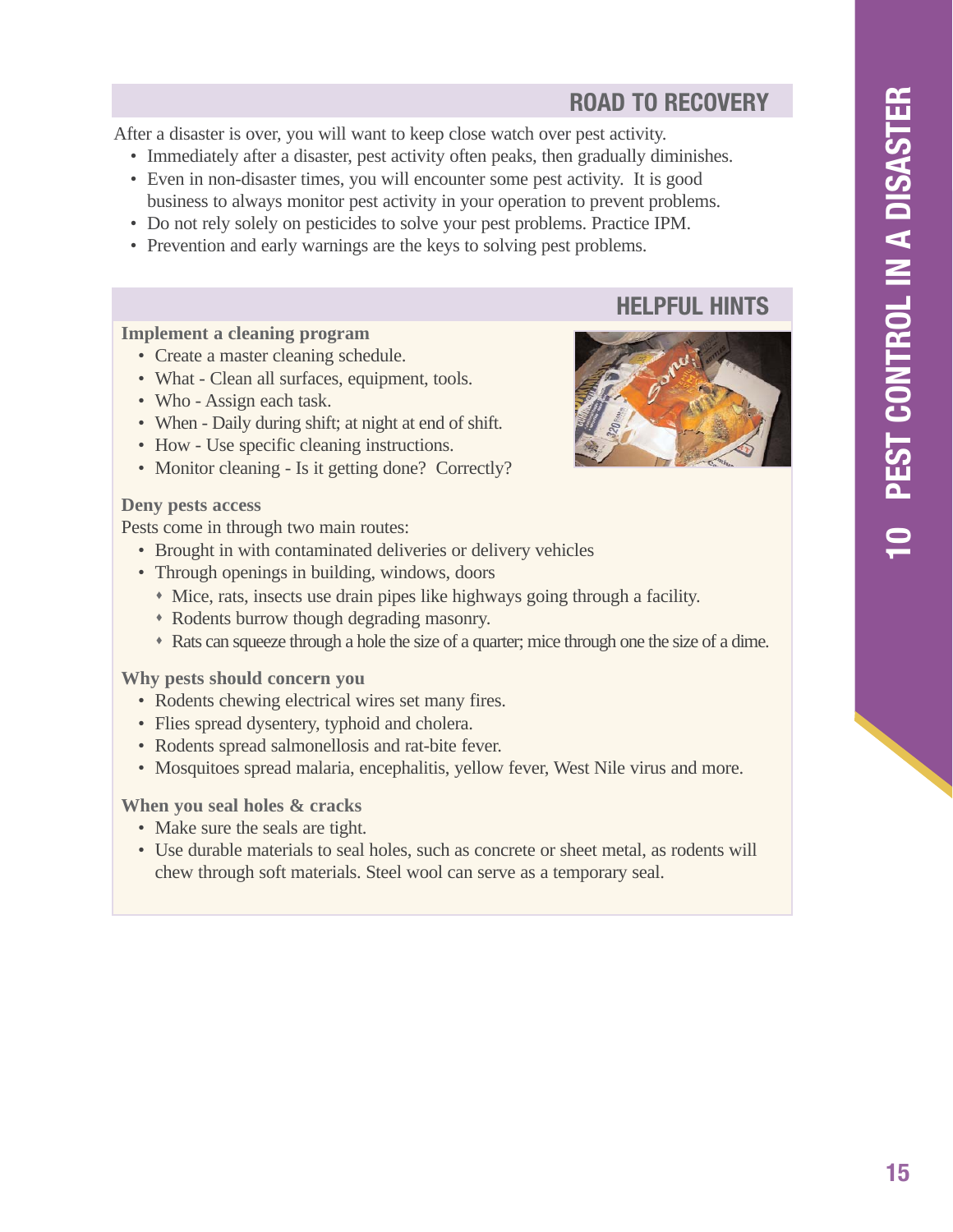## ROAD TO RECOVERY

After a disaster is over, you will want to keep close watch over pest activity.

- Immediately after a disaster, pest activity often peaks, then gradually diminishes.
- Even in non-disaster times, you will encounter some pest activity. It is good business to always monitor pest activity in your operation to prevent problems.
- Do not rely solely on pesticides to solve your pest problems. Practice IPM.
- Prevention and early warnings are the keys to solving pest problems.

## HELPFUL HINTS

**Implement a cleaning program**

- Create a master cleaning schedule.
- What - Clean all surfaces, equipment, tools.
- Who - Assign each task.
- When - Daily during shift; at night at end of shift.
- How - Use specific cleaning instructions.
- Monitor cleaning - Is it getting done? Correctly?

**Deny pests access**

Pests come in through two main routes:

- Brought in with contaminated deliveries or delivery vehicles
- Through openings in building, windows, doors
  - Mice, rats, insects use drain pipes like highways going through a facility.
  - Rodents burrow though degrading masonry.
  - Rats can squeeze through a hole the size of a quarter; mice through one the size of a dime.

**Why pests should concern you**

- Rodents chewing electrical wires set many fires.
- Flies spread dysentery, typhoid and cholera.
- Rodents spread salmonellosis and rat-bite fever.
- Mosquitoes spread malaria, encephalitis, yellow fever, West Nile virus and more.

**When you seal holes & cracks**

- Make sure the seals are tight.
- Use durable materials to seal holes, such as concrete or sheet metal, as rodents will chew through soft materials. Steel wool can serve as a temporary seal.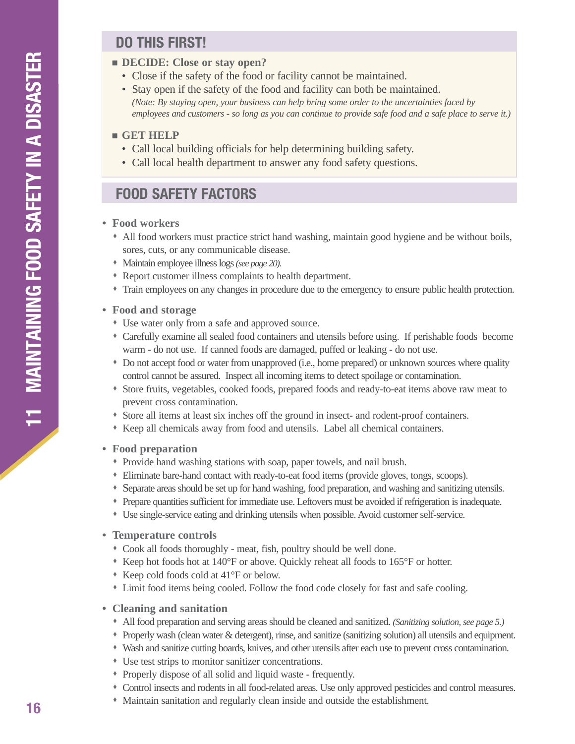## DO THIS FIRST!

- **DECIDE: Close or stay open?**
  - Close if the safety of the food or facility cannot be maintained.
  - Stay open if the safety of the food and facility can both be maintained.
    *(Note: By staying open, your business can help bring some order to the uncertainties faced by employees and customers - so long as you can continue to provide safe food and a safe place to serve it.)*

- **GET HELP**
  - Call local building officials for help determining building safety.
  - Call local health department to answer any food safety questions.

## FOOD SAFETY FACTORS

- **Food workers**
  - All food workers must practice strict hand washing, maintain good hygiene and be without boils, sores, cuts, or any communicable disease.
  - Maintain employee illness logs *(see page 20)*.
  - Report customer illness complaints to health department.
  - Train employees on any changes in procedure due to the emergency to ensure public health protection.

- **Food and storage**
  - Use water only from a safe and approved source.
  - Carefully examine all sealed food containers and utensils before using. If perishable foods become warm - do not use. If canned foods are damaged, puffed or leaking - do not use.
  - Do not accept food or water from unapproved (i.e., home prepared) or unknown sources where quality control cannot be assured. Inspect all incoming items to detect spoilage or contamination.
  - Store fruits, vegetables, cooked foods, prepared foods and ready-to-eat items above raw meat to prevent cross contamination.
  - Store all items at least six inches off the ground in insect- and rodent-proof containers.
  - Keep all chemicals away from food and utensils. Label all chemical containers.

- **Food preparation**
  - Provide hand washing stations with soap, paper towels, and nail brush.
  - Eliminate bare-hand contact with ready-to-eat food items (provide gloves, tongs, scoops).
  - Separate areas should be set up for hand washing, food preparation, and washing and sanitizing utensils.
  - Prepare quantities sufficient for immediate use. Leftovers must be avoided if refrigeration is inadequate.
  - Use single-service eating and drinking utensils when possible. Avoid customer self-service.

- **Temperature controls**
  - Cook all foods thoroughly - meat, fish, poultry should be well done.
  - Keep hot foods hot at 140°F or above. Quickly reheat all foods to 165°F or hotter.
  - Keep cold foods cold at 41°F or below.
  - Limit food items being cooled. Follow the food code closely for fast and safe cooling.

- **Cleaning and sanitation**
  - All food preparation and serving areas should be cleaned and sanitized. *(Sanitizing solution, see page 5.)*
  - Properly wash (clean water & detergent), rinse, and sanitize (sanitizing solution) all utensils and equipment.
  - Wash and sanitize cutting boards, knives, and other utensils after each use to prevent cross contamination.
  - Use test strips to monitor sanitizer concentrations.
  - Properly dispose of all solid and liquid waste - frequently.
  - Control insects and rodents in all food-related areas. Use only approved pesticides and control measures.
  - Maintain sanitation and regularly clean inside and outside the establishment.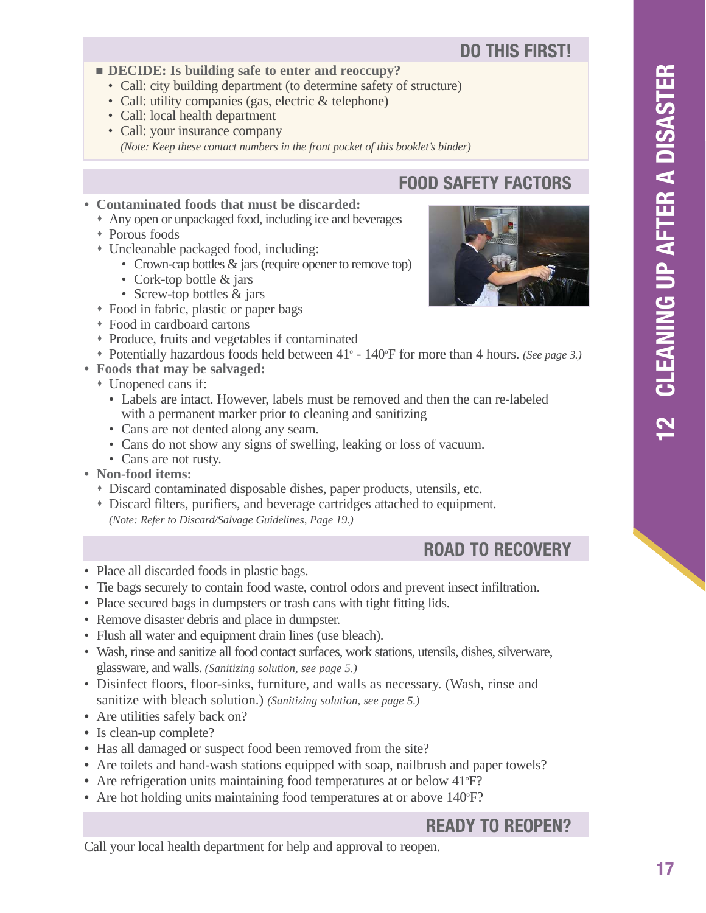## DO THIS FIRST!

- **DECIDE: Is building safe to enter and reoccupy?**
  - Call: city building department (to determine safety of structure)
  - Call: utility companies (gas, electric & telephone)
  - Call: local health department
  - Call: your insurance company

    *(Note: Keep these contact numbers in the front pocket of this booklet's binder)*

## FOOD SAFETY FACTORS

- **Contaminated foods that must be discarded:**
  - Any open or unpackaged food, including ice and beverages
  - Porous foods
  - Uncleanable packaged food, including:
    - Crown-cap bottles & jars (require opener to remove top)
    - Cork-top bottle & jars
    - Screw-top bottles & jars
  - Food in fabric, plastic or paper bags
  - Food in cardboard cartons
  - Produce, fruits and vegetables if contaminated
  - Potentially hazardous foods held between 41° - 140°F for more than 4 hours. *(See page 3.)*
- **Foods that may be salvaged:**
  - Unopened cans if:
    - Labels are intact. However, labels must be removed and then the can re-labeled with a permanent marker prior to cleaning and sanitizing
    - Cans are not dented along any seam.
    - Cans do not show any signs of swelling, leaking or loss of vacuum.
    - Cans are not rusty.
- **Non-food items:**
  - Discard contaminated disposable dishes, paper products, utensils, etc.
  - Discard filters, purifiers, and beverage cartridges attached to equipment.

    *(Note: Refer to Discard/Salvage Guidelines, Page 19.)*

## ROAD TO RECOVERY

- Place all discarded foods in plastic bags.
- Tie bags securely to contain food waste, control odors and prevent insect infiltration.
- Place secured bags in dumpsters or trash cans with tight fitting lids.
- Remove disaster debris and place in dumpster.
- Flush all water and equipment drain lines (use bleach).
- Wash, rinse and sanitize all food contact surfaces, work stations, utensils, dishes, silverware, glassware, and walls. *(Sanitizing solution, see page 5.)*
- Disinfect floors, floor-sinks, furniture, and walls as necessary. (Wash, rinse and sanitize with bleach solution.) *(Sanitizing solution, see page 5.)*
- Are utilities safely back on?
- Is clean-up complete?
- Has all damaged or suspect food been removed from the site?
- Are toilets and hand-wash stations equipped with soap, nailbrush and paper towels?
- Are refrigeration units maintaining food temperatures at or below 41°F?
- Are hot holding units maintaining food temperatures at or above 140°F?

## READY TO REOPEN?

Call your local health department for help and approval to reopen.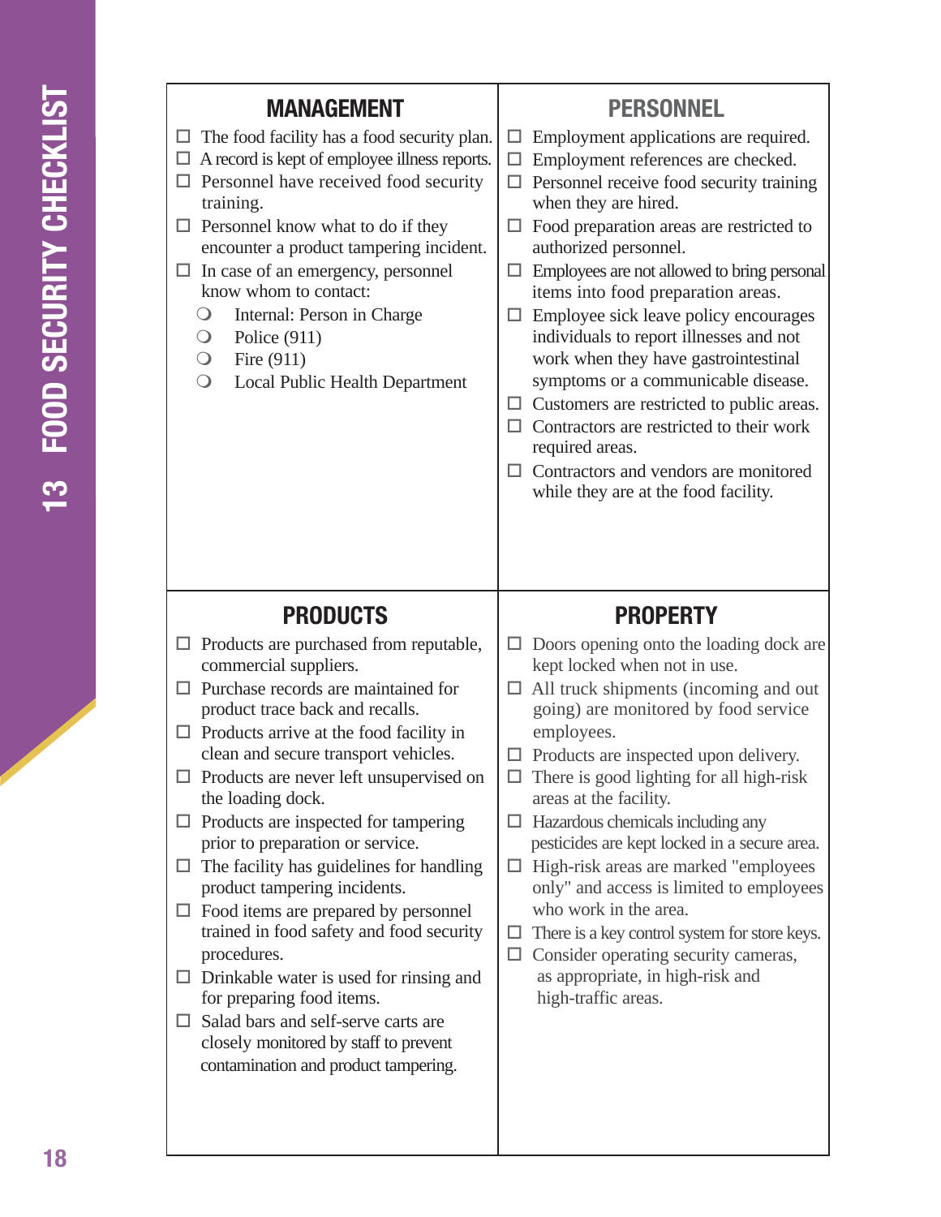# 13 FOOD SECURITY CHECKLIST

## MANAGEMENT

- ☐ The food facility has a food security plan.
- ☐ A record is kept of employee illness reports.
- ☐ Personnel have received food security training.
- ☐ Personnel know what to do if they encounter a product tampering incident.
- ☐ In case of an emergency, personnel know whom to contact:
  - ❍ Internal: Person in Charge
  - ❍ Police (911)
  - ❍ Fire (911)
  - ❍ Local Public Health Department

## PERSONNEL

- ☐ Employment applications are required.
- ☐ Employment references are checked.
- ☐ Personnel receive food security training when they are hired.
- ☐ Food preparation areas are restricted to authorized personnel.
- ☐ Employees are not allowed to bring personal items into food preparation areas.
- ☐ Employee sick leave policy encourages individuals to report illnesses and not work when they have gastrointestinal symptoms or a communicable disease.
- ☐ Customers are restricted to public areas.
- ☐ Contractors are restricted to their work required areas.
- ☐ Contractors and vendors are monitored while they are at the food facility.

## PRODUCTS

- ☐ Products are purchased from reputable, commercial suppliers.
- ☐ Purchase records are maintained for product trace back and recalls.
- ☐ Products arrive at the food facility in clean and secure transport vehicles.
- ☐ Products are never left unsupervised on the loading dock.
- ☐ Products are inspected for tampering prior to preparation or service.
- ☐ The facility has guidelines for handling product tampering incidents.
- ☐ Food items are prepared by personnel trained in food safety and food security procedures.
- ☐ Drinkable water is used for rinsing and for preparing food items.
- ☐ Salad bars and self-serve carts are closely monitored by staff to prevent contamination and product tampering.

## PROPERTY

- ☐ Doors opening onto the loading dock are kept locked when not in use.
- ☐ All truck shipments (incoming and out going) are monitored by food service employees.
- ☐ Products are inspected upon delivery.
- ☐ There is good lighting for all high-risk areas at the facility.
- ☐ Hazardous chemicals including any pesticides are kept locked in a secure area.
- ☐ High-risk areas are marked "employees only" and access is limited to employees who work in the area.
- ☐ There is a key control system for store keys.
- ☐ Consider operating security cameras, as appropriate, in high-risk and high-traffic areas.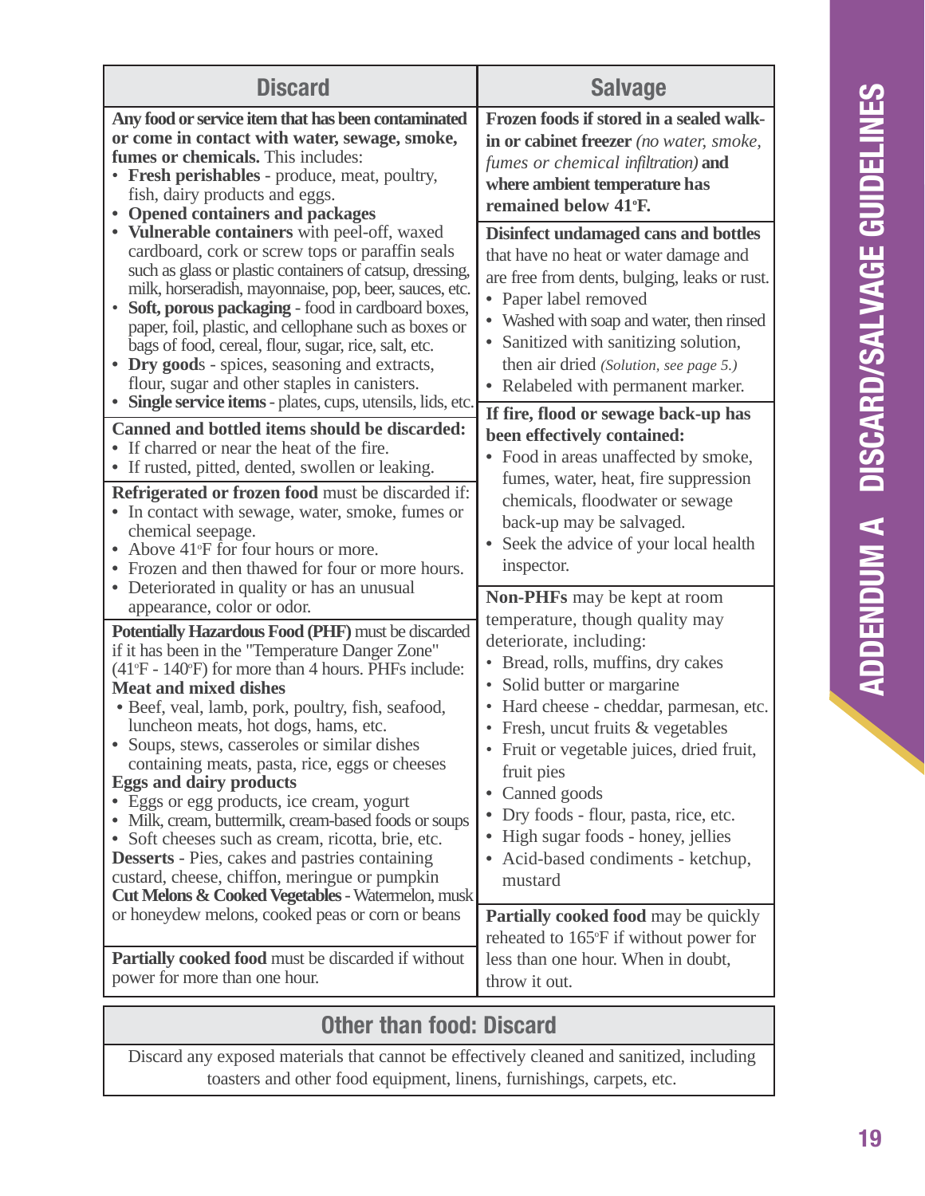# ADDENDUM A DISCARD/SALVAGE GUIDELINES

## Discard

**Any food or service item that has been contaminated or come in contact with water, sewage, smoke, fumes or chemicals.** This includes:

- **Fresh perishables** - produce, meat, poultry, fish, dairy products and eggs.
- **Opened containers and packages**
- **Vulnerable containers** with peel-off, waxed cardboard, cork or screw tops or paraffin seals such as glass or plastic containers of catsup, dressing, milk, horseradish, mayonnaise, pop, beer, sauces, etc.
- **Soft, porous packaging** - food in cardboard boxes, paper, foil, plastic, and cellophane such as boxes or bags of food, cereal, flour, sugar, rice, salt, etc.
- **Dry goods** - spices, seasoning and extracts, flour, sugar and other staples in canisters.
- **Single service items** - plates, cups, utensils, lids, etc.

**Canned and bottled items should be discarded:**

- If charred or near the heat of the fire.
- If rusted, pitted, dented, swollen or leaking.

**Refrigerated or frozen food** must be discarded if:

- In contact with sewage, water, smoke, fumes or chemical seepage.
- Above 41°F for four hours or more.
- Frozen and then thawed for four or more hours.
- Deteriorated in quality or has an unusual appearance, color or odor.

**Potentially Hazardous Food (PHF)** must be discarded if it has been in the "Temperature Danger Zone" (41°F - 140°F) for more than 4 hours. PHFs include:

**Meat and mixed dishes**

- Beef, veal, lamb, pork, poultry, fish, seafood, luncheon meats, hot dogs, hams, etc.
- Soups, stews, casseroles or similar dishes containing meats, pasta, rice, eggs or cheeses

**Eggs and dairy products**

- Eggs or egg products, ice cream, yogurt
- Milk, cream, buttermilk, cream-based foods or soups
- Soft cheeses such as cream, ricotta, brie, etc.

**Desserts** - Pies, cakes and pastries containing custard, cheese, chiffon, meringue or pumpkin

**Cut Melons & Cooked Vegetables** - Watermelon, musk or honeydew melons, cooked peas or corn or beans

**Partially cooked food** must be discarded if without power for more than one hour.

## Salvage

**Frozen foods if stored in a sealed walk-in or cabinet freezer** *(no water, smoke, fumes or chemical infiltration)* **and where ambient temperature has remained below 41°F.**

**Disinfect undamaged cans and bottles** that have no heat or water damage and are free from dents, bulging, leaks or rust.

- Paper label removed
- Washed with soap and water, then rinsed
- Sanitized with sanitizing solution, then air dried *(Solution, see page 5.)*
- Relabeled with permanent marker.

**If fire, flood or sewage back-up has been effectively contained:**

- Food in areas unaffected by smoke, fumes, water, heat, fire suppression chemicals, floodwater or sewage back-up may be salvaged.
- Seek the advice of your local health inspector.

**Non-PHFs** may be kept at room temperature, though quality may deteriorate, including:

- Bread, rolls, muffins, dry cakes
- Solid butter or margarine
- Hard cheese - cheddar, parmesan, etc.
- Fresh, uncut fruits & vegetables
- Fruit or vegetable juices, dried fruit, fruit pies
- Canned goods
- Dry foods - flour, pasta, rice, etc.
- High sugar foods - honey, jellies
- Acid-based condiments - ketchup, mustard

**Partially cooked food** may be quickly reheated to 165°F if without power for less than one hour. When in doubt, throw it out.

## Other than food: Discard

Discard any exposed materials that cannot be effectively cleaned and sanitized, including toasters and other food equipment, linens, furnishings, carpets, etc.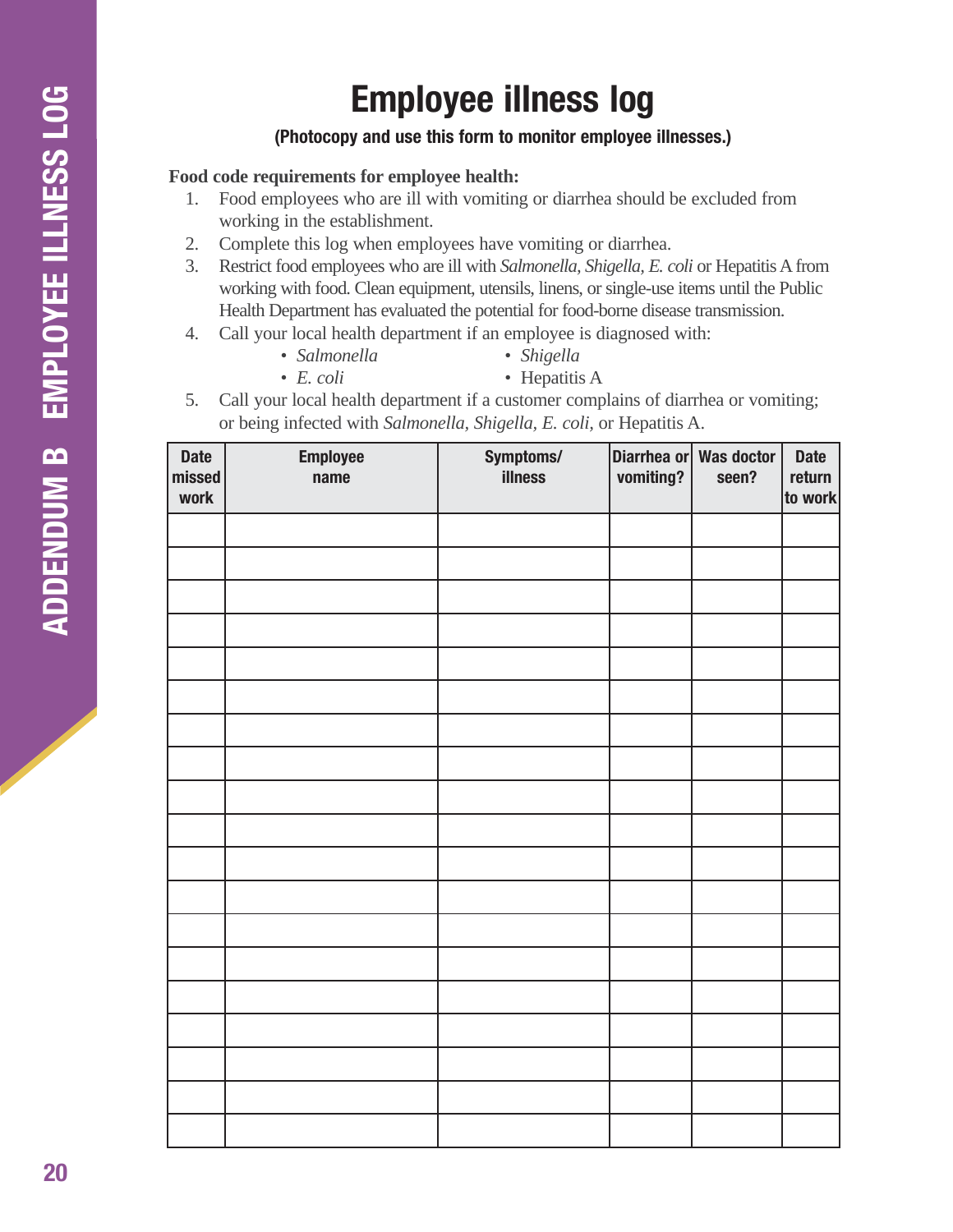# Employee illness log

**(Photocopy and use this form to monitor employee illnesses.)**

**Food code requirements for employee health:**

1. Food employees who are ill with vomiting or diarrhea should be excluded from working in the establishment.
2. Complete this log when employees have vomiting or diarrhea.
3. Restrict food employees who are ill with *Salmonella, Shigella, E. coli* or Hepatitis A from working with food. Clean equipment, utensils, linens, or single-use items until the Public Health Department has evaluated the potential for food-borne disease transmission.
4. Call your local health department if an employee is diagnosed with:
   - *Salmonella*
   - *Shigella*
   - *E. coli*
   - Hepatitis A
5. Call your local health department if a customer complains of diarrhea or vomiting; or being infected with *Salmonella, Shigella, E. coli,* or Hepatitis A.

| Date missed work | Employee name | Symptoms/ illness | Diarrhea or vomiting? | Was doctor seen? | Date return to work |
|---|---|---|---|---|---|
| | | | | | |
| | | | | | |
| | | | | | |
| | | | | | |
| | | | | | |
| | | | | | |
| | | | | | |
| | | | | | |
| | | | | | |
| | | | | | |
| | | | | | |
| | | | | | |
| | | | | | |
| | | | | | |
| | | | | | |
| | | | | | |
| | | | | | |
| | | | | | |
| | | | | | |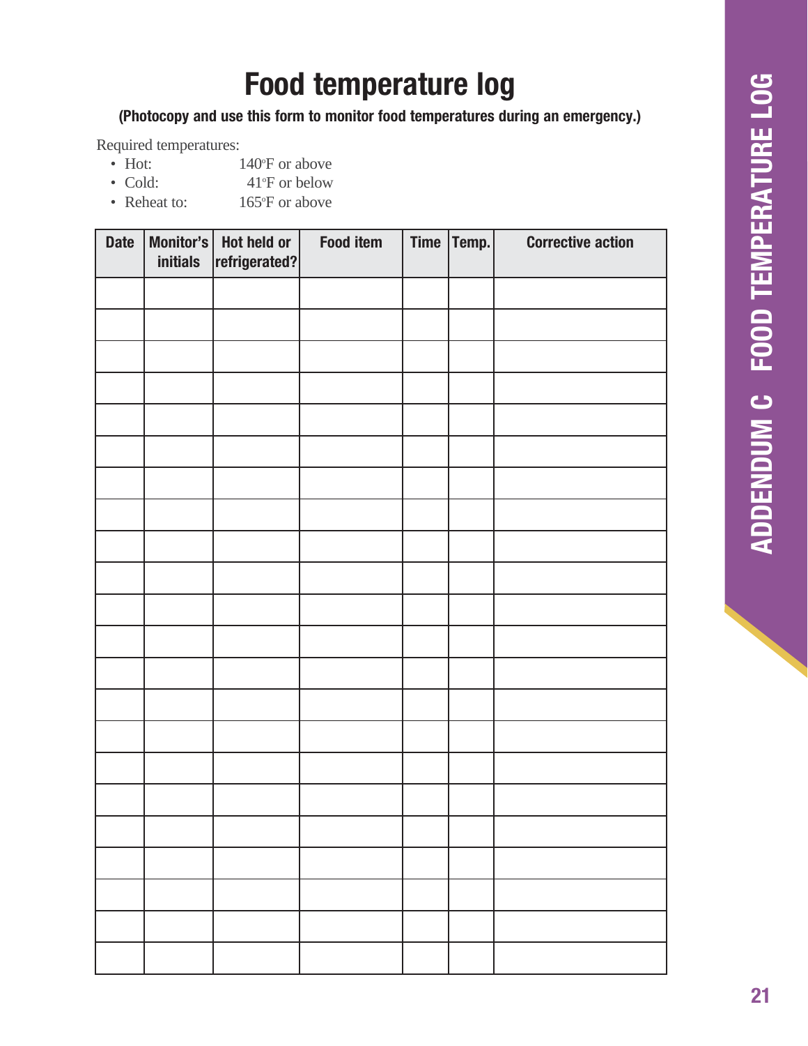# Food temperature log

**(Photocopy and use this form to monitor food temperatures during an emergency.)**

Required temperatures:

- Hot: 140°F or above
- Cold: 41°F or below
- Reheat to: 165°F or above

| Date | Monitor's initials | Hot held or refrigerated? | Food item | Time | Temp. | Corrective action |
|---|---|---|---|---|---|---|
| | | | | | | |
| | | | | | | |
| | | | | | | |
| | | | | | | |
| | | | | | | |
| | | | | | | |
| | | | | | | |
| | | | | | | |
| | | | | | | |
| | | | | | | |
| | | | | | | |
| | | | | | | |
| | | | | | | |
| | | | | | | |
| | | | | | | |
| | | | | | | |
| | | | | | | |
| | | | | | | |
| | | | | | | |
| | | | | | | |
| | | | | | | |
| | | | | | | |
| | | | | | | |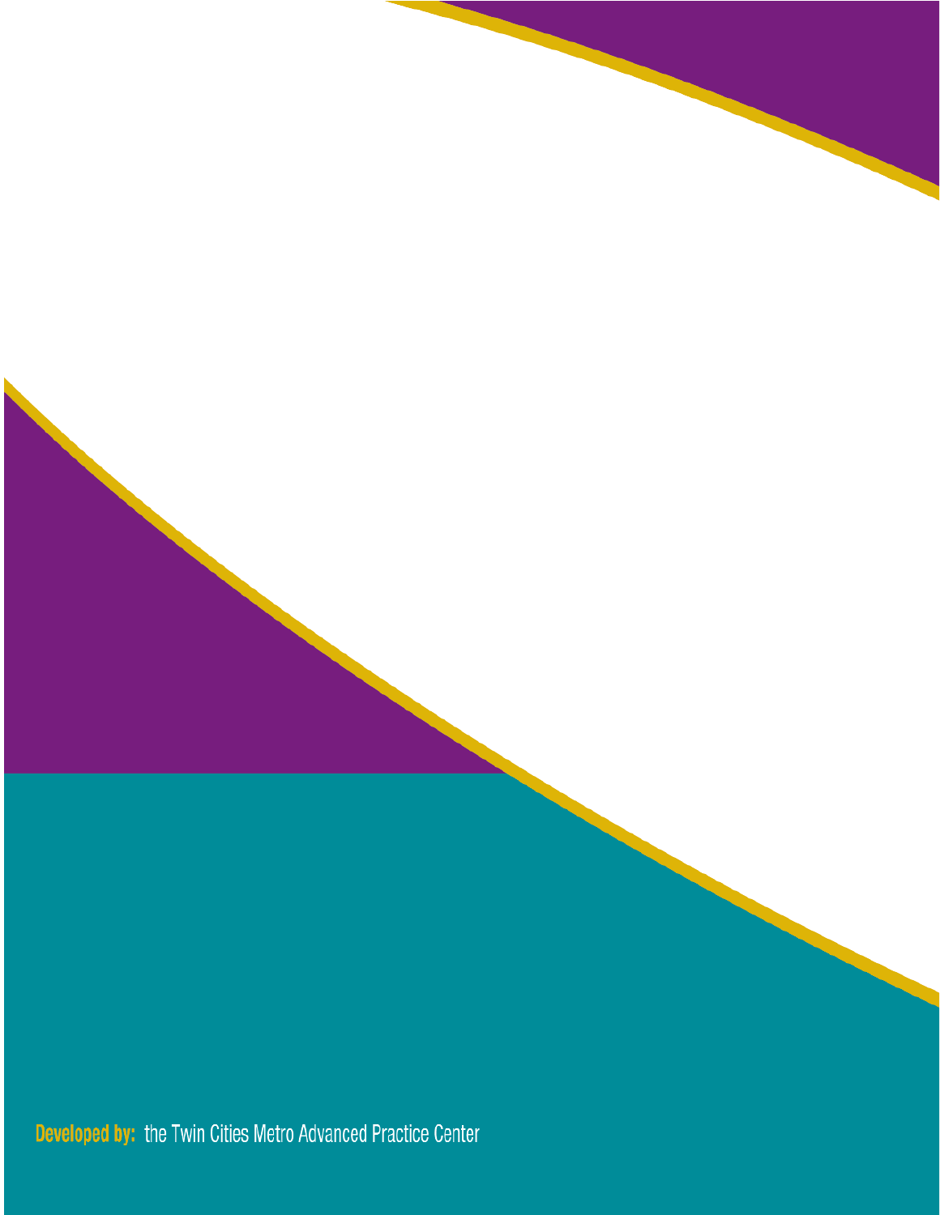**Developed by:** the Twin Cities Metro Advanced Practice Center